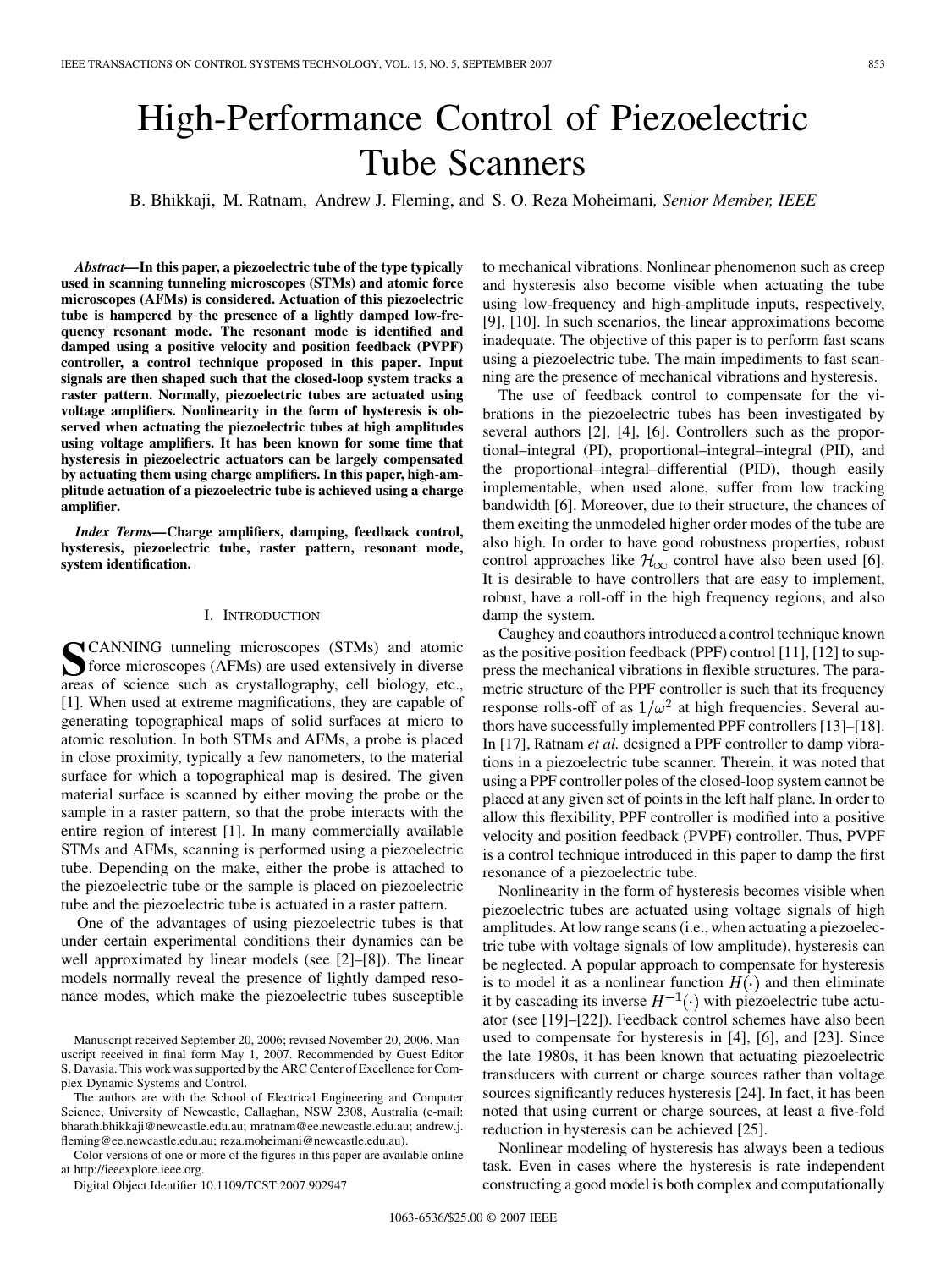# High-Performance Control of Piezoelectric Tube Scanners

B. Bhikkaji, M. Ratnam, Andrew J. Fleming, and S. O. Reza Moheimani, *Senior Member, IEEE*

***Abstract*—In this paper, a piezoelectric tube of the type typically used in scanning tunneling microscopes (STMs) and atomic force microscopes (AFMs) is considered. Actuation of this piezoelectric tube is hampered by the presence of a lightly damped low-frequency resonant mode. The resonant mode is identified and damped using a positive velocity and position feedback (PVPF) controller, a control technique proposed in this paper. Input signals are then shaped such that the closed-loop system tracks a raster pattern. Normally, piezoelectric tubes are actuated using voltage amplifiers. Nonlinearity in the form of hysteresis is observed when actuating the piezoelectric tubes at high amplitudes using voltage amplifiers. It has been known for some time that hysteresis in piezoelectric actuators can be largely compensated by actuating them using charge amplifiers. In this paper, high-amplitude actuation of a piezoelectric tube is achieved using a charge amplifier.**

***Index Terms*—Charge amplifiers, damping, feedback control, hysteresis, piezoelectric tube, raster pattern, resonant mode, system identification.**

## I. Introduction

Scanning tunneling microscopes (STMs) and atomic force microscopes (AFMs) are used extensively in diverse areas of science such as crystallography, cell biology, etc., [1]. When used at extreme magnifications, they are capable of generating topographical maps of solid surfaces at micro to atomic resolution. In both STMs and AFMs, a probe is placed in close proximity, typically a few nanometers, to the material surface for which a topographical map is desired. The given material surface is scanned by either moving the probe or the sample in a raster pattern, so that the probe interacts with the entire region of interest [1]. In many commercially available STMs and AFMs, scanning is performed using a piezoelectric tube. Depending on the make, either the probe is attached to the piezoelectric tube or the sample is placed on piezoelectric tube and the piezoelectric tube is actuated in a raster pattern.

One of the advantages of using piezoelectric tubes is that under certain experimental conditions their dynamics can be well approximated by linear models (see [2]–[8]). The linear models normally reveal the presence of lightly damped resonance modes, which make the piezoelectric tubes susceptible to mechanical vibrations. Nonlinear phenomenon such as creep and hysteresis also become visible when actuating the tube using low-frequency and high-amplitude inputs, respectively, [9], [10]. In such scenarios, the linear approximations become inadequate. The objective of this paper is to perform fast scans using a piezoelectric tube. The main impediments to fast scanning are the presence of mechanical vibrations and hysteresis.

The use of feedback control to compensate for the vibrations in the piezoelectric tubes has been investigated by several authors [2], [4], [6]. Controllers such as the proportional–integral (PI), proportional–integral–integral (PII), and the proportional–integral–differential (PID), though easily implementable, when used alone, suffer from low tracking bandwidth [6]. Moreover, due to their structure, the chances of them exciting the unmodeled higher order modes of the tube are also high. In order to have good robustness properties, robust control approaches like $\mathcal{H}_\infty$ control have also been used [6]. It is desirable to have controllers that are easy to implement, robust, have a roll-off in the high frequency regions, and also damp the system.

Caughey and coauthors introduced a control technique known as the positive position feedback (PPF) control [11], [12] to suppress the mechanical vibrations in flexible structures. The parametric structure of the PPF controller is such that its frequency response rolls-off of as $1/\omega^2$ at high frequencies. Several authors have successfully implemented PPF controllers [13]–[18]. In [17], Ratnam *et al.* designed a PPF controller to damp vibrations in a piezoelectric tube scanner. Therein, it was noted that using a PPF controller poles of the closed-loop system cannot be placed at any given set of points in the left half plane. In order to allow this flexibility, PPF controller is modified into a positive velocity and position feedback (PVPF) controller. Thus, PVPF is a control technique introduced in this paper to damp the first resonance of a piezoelectric tube.

Nonlinearity in the form of hysteresis becomes visible when piezoelectric tubes are actuated using voltage signals of high amplitudes. At low range scans (i.e., when actuating a piezoelectric tube with voltage signals of low amplitude), hysteresis can be neglected. A popular approach to compensate for hysteresis is to model it as a nonlinear function $H(\cdot)$ and then eliminate it by cascading its inverse $H^{-1}(\cdot)$ with piezoelectric tube actuator (see [19]–[22]). Feedback control schemes have also been used to compensate for hysteresis in [4], [6], and [23]. Since the late 1980s, it has been known that actuating piezoelectric transducers with current or charge sources rather than voltage sources significantly reduces hysteresis [24]. In fact, it has been noted that using current or charge sources, at least a five-fold reduction in hysteresis can be achieved [25].

Nonlinear modeling of hysteresis has always been a tedious task. Even in cases where the hysteresis is rate independent constructing a good model is both complex and computationally

Manuscript received September 20, 2006; revised November 20, 2006. Manuscript received in final form May 1, 2007. Recommended by Guest Editor S. Davasia. This work was supported by the ARC Center of Excellence for Complex Dynamic Systems and Control.

The authors are with the School of Electrical Engineering and Computer Science, University of Newcastle, Callaghan, NSW 2308, Australia (e-mail: bharath.bhikkaji@newcastle.edu.au; mratnam@ee.newcastle.edu.au; andrew.j.fleming@ee.newcastle.edu.au; reza.moheimani@newcastle.edu.au).

Color versions of one or more of the figures in this paper are available online at http://ieeexplore.ieee.org.

Digital Object Identifier 10.1109/TCST.2007.902947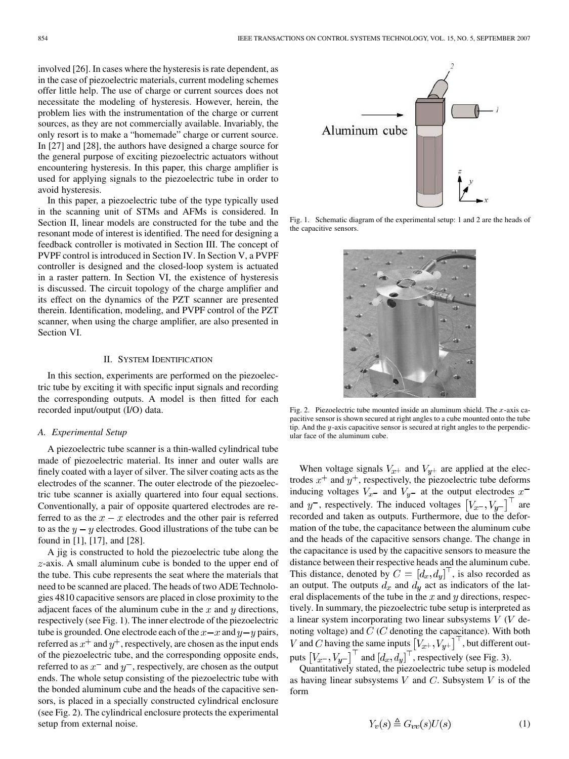involved [26]. In cases where the hysteresis is rate dependent, as in the case of piezoelectric materials, current modeling schemes offer little help. The use of charge or current sources does not necessitate the modeling of hysteresis. However, herein, the problem lies with the instrumentation of the charge or current sources, as they are not commercially available. Invariably, the only resort is to make a "homemade" charge or current source. In [27] and [28], the authors have designed a charge source for the general purpose of exciting piezoelectric actuators without encountering hysteresis. In this paper, this charge amplifier is used for applying signals to the piezoelectric tube in order to avoid hysteresis.

In this paper, a piezoelectric tube of the type typically used in the scanning unit of STMs and AFMs is considered. In Section II, linear models are constructed for the tube and the resonant mode of interest is identified. The need for designing a feedback controller is motivated in Section III. The concept of PVPF control is introduced in Section IV. In Section V, a PVPF controller is designed and the closed-loop system is actuated in a raster pattern. In Section VI, the existence of hysteresis is discussed. The circuit topology of the charge amplifier and its effect on the dynamics of the PZT scanner are presented therein. Identification, modeling, and PVPF control of the PZT scanner, when using the charge amplifier, are also presented in Section VI.

## II. System Identification

In this section, experiments are performed on the piezoelectric tube by exciting it with specific input signals and recording the corresponding outputs. A model is then fitted for each recorded input/output (I/O) data.

### A. Experimental Setup

A piezoelectric tube scanner is a thin-walled cylindrical tube made of piezoelectric material. Its inner and outer walls are finely coated with a layer of silver. The silver coating acts as the electrodes of the scanner. The outer electrode of the piezoelectric tube scanner is axially quartered into four equal sections. Conventionally, a pair of opposite quartered electrodes are referred to as the $x-x$ electrodes and the other pair is referred to as the $y-y$ electrodes. Good illustrations of the tube can be found in [1], [17], and [28].

A jig is constructed to hold the piezoelectric tube along the $z$-axis. A small aluminum cube is bonded to the upper end of the tube. This cube represents the seat where the materials that need to be scanned are placed. The heads of two ADE Technologies 4810 capacitive sensors are placed in close proximity to the adjacent faces of the aluminum cube in the $x$ and $y$ directions, respectively (see Fig. 1). The inner electrode of the piezoelectric tube is grounded. One electrode each of the $x-x$ and $y-y$ pairs, referred as $x^+$ and $y^+$, respectively, are chosen as the input ends of the piezoelectric tube, and the corresponding opposite ends, referred to as $x^-$ and $y^-$, respectively, are chosen as the output ends. The whole setup consisting of the piezoelectric tube with the bonded aluminum cube and the heads of the capacitive sensors, is placed in a specially constructed cylindrical enclosure (see Fig. 2). The cylindrical enclosure protects the experimental setup from external noise.

Fig. 1. Schematic diagram of the experimental setup: 1 and 2 are the heads of the capacitive sensors.

Fig. 2. Piezoelectric tube mounted inside an aluminum shield. The $x$-axis capacitive sensor is shown secured at right angles to a cube mounted onto the tube tip. And the $y$-axis capacitive sensor is secured at right angles to the perpendicular face of the aluminum cube.

When voltage signals $V_{x+}$ and $V_{y+}$ are applied at the electrodes $x^+$ and $y^+$, respectively, the piezoelectric tube deforms inducing voltages $V_{x-}$ and $V_{y-}$ at the output electrodes $x^-$ and $y^-$, respectively. The induced voltages $\left[V_{x-}, V_{y-}\right]^\top$ are recorded and taken as outputs. Furthermore, due to the deformation of the tube, the capacitance between the aluminum cube and the heads of the capacitive sensors change. The change in the capacitance is used by the capacitive sensors to measure the distance between their respective heads and the aluminum cube. This distance, denoted by $C = \left[d_x, d_y\right]^\top$, is also recorded as an output. The outputs $d_x$ and $d_y$ act as indicators of the lateral displacements of the tube in the $x$ and $y$ directions, respectively. In summary, the piezoelectric tube setup is interpreted as a linear system incorporating two linear subsystems $V$ ($V$ denoting voltage) and $C$ ($C$ denoting the capacitance). With both $V$ and $C$ having the same inputs $\left[V_{x+}, V_{y+}\right]^\top$, but different outputs $\left[V_{x-}, V_{y-}\right]^\top$ and $\left[d_x, d_y\right]^\top$, respectively (see Fig. 3).

Quantitatively stated, the piezoelectric tube setup is modeled as having linear subsystems $V$ and $C$. Subsystem $V$ is of the form

$$Y_v(s) \triangleq G_{vv}(s)U(s) \tag{1}$$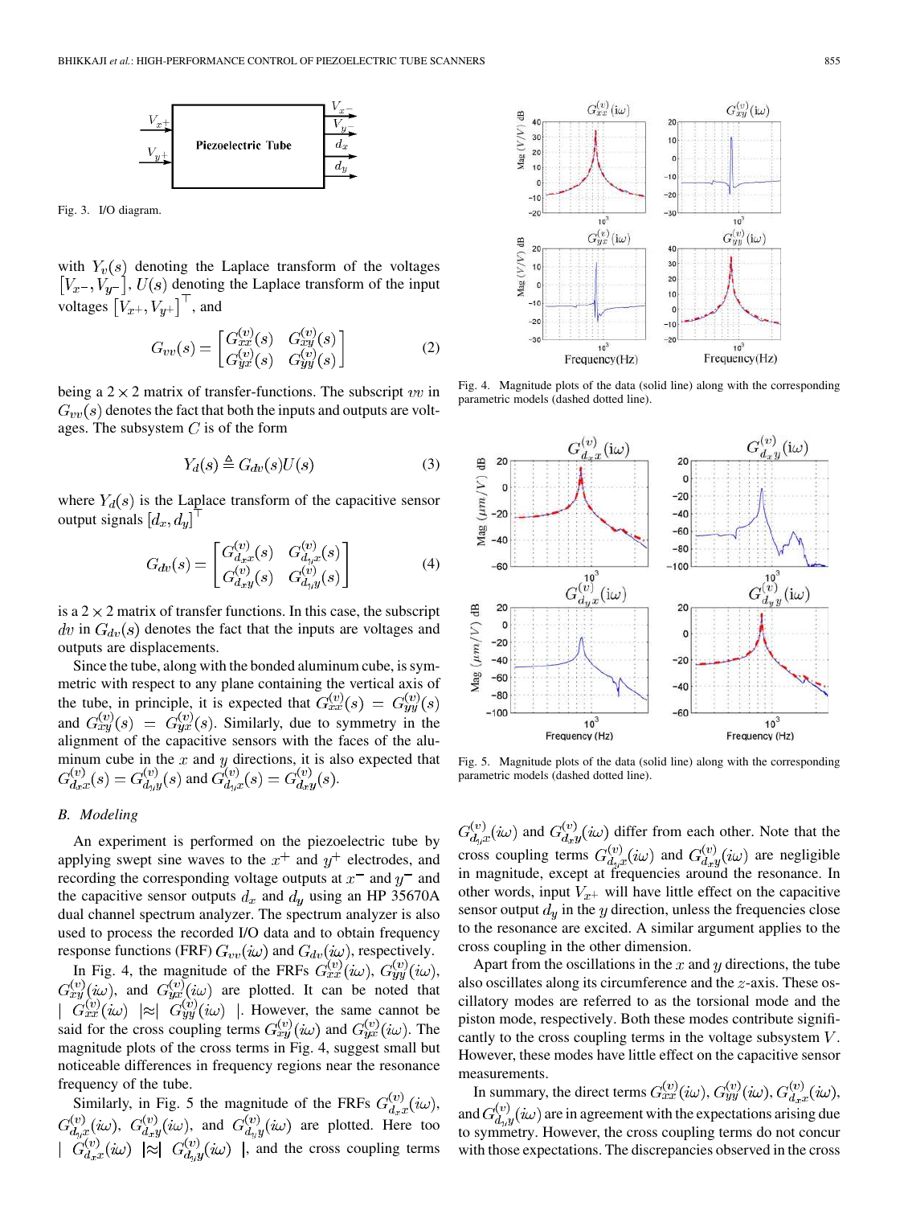Fig. 3. I/O diagram.

with $Y_v(s)$ denoting the Laplace transform of the voltages $[V_{x-}, V_{y-}]$, $U(s)$ denoting the Laplace transform of the input voltages $[V_{x+}, V_{y+}]^\top$, and

$$G_{vv}(s) = \begin{bmatrix} G_{xx}^{(v)}(s) & G_{xy}^{(v)}(s) \\ G_{yx}^{(v)}(s) & G_{yy}^{(v)}(s) \end{bmatrix} \tag{2}$$

being a $2 \times 2$ matrix of transfer-functions. The subscript $vv$ in $G_{vv}(s)$ denotes the fact that both the inputs and outputs are voltages. The subsystem $C$ is of the form

$$Y_d(s) \triangleq G_{dv}(s)U(s) \tag{3}$$

where $Y_d(s)$ is the Laplace transform of the capacitive sensor output signals $[d_x, d_y]^\top$

$$G_{dv}(s) = \begin{bmatrix} G_{d_x x}^{(v)}(s) & G_{d_y x}^{(v)}(s) \\ G_{d_x y}^{(v)}(s) & G_{d_y y}^{(v)}(s) \end{bmatrix} \tag{4}$$

is a $2 \times 2$ matrix of transfer functions. In this case, the subscript $dv$ in $G_{dv}(s)$ denotes the fact that the inputs are voltages and outputs are displacements.

Since the tube, along with the bonded aluminum cube, is symmetric with respect to any plane containing the vertical axis of the tube, in principle, it is expected that $G_{xx}^{(v)}(s) = G_{yy}^{(v)}(s)$ and $G_{xy}^{(v)}(s) = G_{yx}^{(v)}(s)$. Similarly, due to symmetry in the alignment of the capacitive sensors with the faces of the aluminum cube in the $x$ and $y$ directions, it is also expected that $G_{d_x x}^{(v)}(s) = G_{d_y y}^{(v)}(s)$ and $G_{d_y x}^{(v)}(s) = G_{d_x y}^{(v)}(s)$.

### B. Modeling

An experiment is performed on the piezoelectric tube by applying swept sine waves to the $x^+$ and $y^+$ electrodes, and recording the corresponding voltage outputs at $x^-$ and $y^-$ and the capacitive sensor outputs $d_x$ and $d_y$ using an HP 35670A dual channel spectrum analyzer. The spectrum analyzer is also used to process the recorded I/O data and to obtain frequency response functions (FRF) $G_{vv}(i\omega)$ and $G_{dv}(i\omega)$, respectively.

In Fig. 4, the magnitude of the FRFs $G_{xx}^{(v)}(i\omega)$, $G_{yy}^{(v)}(i\omega)$, $G_{xy}^{(v)}(i\omega)$, and $G_{yx}^{(v)}(i\omega)$ are plotted. It can be noted that $| G_{xx}^{(v)}(i\omega) | \approx | G_{yy}^{(v)}(i\omega) |$. However, the same cannot be said for the cross coupling terms $G_{xy}^{(v)}(i\omega)$ and $G_{yx}^{(v)}(i\omega)$. The magnitude plots of the cross terms in Fig. 4, suggest small but noticeable differences in frequency regions near the resonance frequency of the tube.

Similarly, in Fig. 5 the magnitude of the FRFs $G_{d_x x}^{(v)}(i\omega)$, $G_{d_y x}^{(v)}(i\omega)$, $G_{d_x y}^{(v)}(i\omega)$, and $G_{d_y y}^{(v)}(i\omega)$ are plotted. Here too $| G_{d_x x}^{(v)}(i\omega) | \approx | G_{d_y y}^{(v)}(i\omega) |$, and the cross coupling terms $G_{d_y x}^{(v)}(i\omega)$ and $G_{d_x y}^{(v)}(i\omega)$ differ from each other. Note that the cross coupling terms $G_{d_y x}^{(v)}(i\omega)$ and $G_{d_x y}^{(v)}(i\omega)$ are negligible in magnitude, except at frequencies around the resonance. In other words, input $V_{x+}$ will have little effect on the capacitive sensor output $d_y$ in the $y$ direction, unless the frequencies close to the resonance are excited. A similar argument applies to the cross coupling in the other dimension.

Fig. 4. Magnitude plots of the data (solid line) along with the corresponding parametric models (dashed dotted line).

Fig. 5. Magnitude plots of the data (solid line) along with the corresponding parametric models (dashed dotted line).

Apart from the oscillations in the $x$ and $y$ directions, the tube also oscillates along its circumference and the $z$-axis. These oscillatory modes are referred to as the torsional mode and the piston mode, respectively. Both these modes contribute significantly to the cross coupling terms in the voltage subsystem $V$. However, these modes have little effect on the capacitive sensor measurements.

In summary, the direct terms $G_{xx}^{(v)}(i\omega)$, $G_{yy}^{(v)}(i\omega)$, $G_{d_x x}^{(v)}(i\omega)$, and $G_{d_y y}^{(v)}(i\omega)$ are in agreement with the expectations arising due to symmetry. However, the cross coupling terms do not concur with those expectations. The discrepancies observed in the cross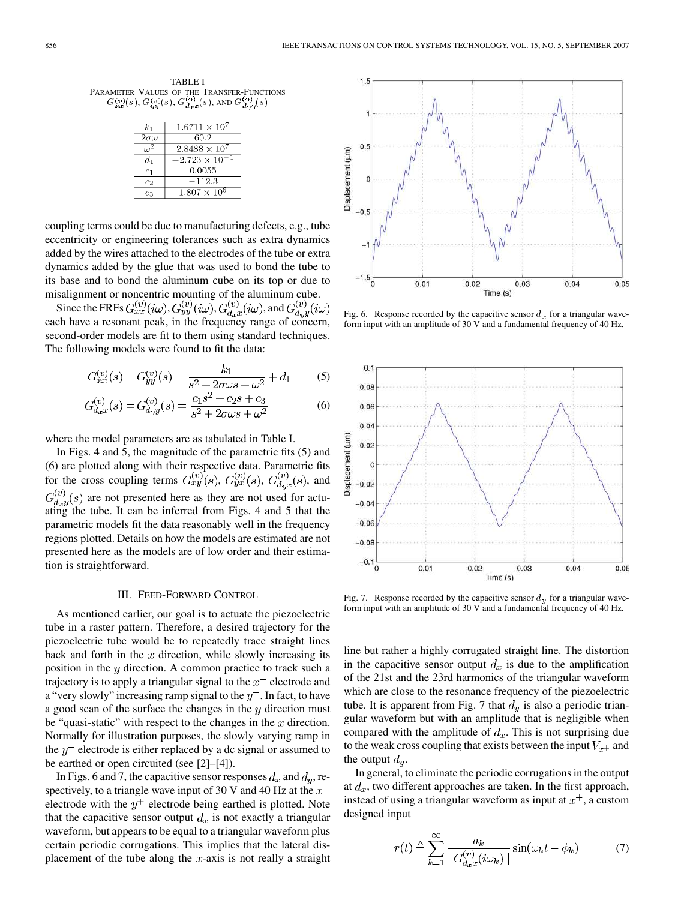TABLE I
PARAMETER VALUES OF THE TRANSFER-FUNCTIONS $G_{xx}^{(v)}(s)$, $G_{yy}^{(v)}(s)$, $G_{d_x x}^{(v)}(s)$, AND $G_{d_y y}^{(v)}(s)$

| | |
|---|---|
| $k_1$ | $1.6711 \times 10^7$ |
| $2\sigma\omega$ | 60.2 |
| $\omega^2$ | $2.8488 \times 10^7$ |
| $d_1$ | $-2.723 \times 10^{-1}$ |
| $c_1$ | 0.0055 |
| $c_2$ | $-112.3$ |
| $c_3$ | $1.807 \times 10^6$ |

coupling terms could be due to manufacturing defects, e.g., tube eccentricity or engineering tolerances such as extra dynamics added by the wires attached to the electrodes of the tube or extra dynamics added by the glue that was used to bond the tube to its base and to bond the aluminum cube on its top or due to misalignment or noncentric mounting of the aluminum cube.

Since the FRFs $G_{xx}^{(v)}(i\omega), G_{yy}^{(v)}(i\omega), G_{d_x x}^{(v)}(i\omega)$, and $G_{d_y y}^{(v)}(i\omega)$ each have a resonant peak, in the frequency range of concern, second-order models are fit to them using standard techniques. The following models were found to fit the data:

$$G_{xx}^{(v)}(s) = G_{yy}^{(v)}(s) = \frac{k_1}{s^2 + 2\sigma\omega s + \omega^2} + d_1 \tag{5}$$

$$G_{d_x x}^{(v)}(s) = G_{d_y y}^{(v)}(s) = \frac{c_1 s^2 + c_2 s + c_3}{s^2 + 2\sigma\omega s + \omega^2} \tag{6}$$

where the model parameters are as tabulated in Table I.

In Figs. 4 and 5, the magnitude of the parametric fits (5) and (6) are plotted along with their respective data. Parametric fits for the cross coupling terms $G_{xy}^{(v)}(s)$, $G_{yx}^{(v)}(s)$, $G_{d_y x}^{(v)}(s)$, and $G_{d_x y}^{(v)}(s)$ are not presented here as they are not used for actuating the tube. It can be inferred from Figs. 4 and 5 that the parametric models fit the data reasonably well in the frequency regions plotted. Details on how the models are estimated are not presented here as the models are of low order and their estimation is straightforward.

## III. FEED-FORWARD CONTROL

As mentioned earlier, our goal is to actuate the piezoelectric tube in a raster pattern. Therefore, a desired trajectory for the piezoelectric tube would be to repeatedly trace straight lines back and forth in the $x$ direction, while slowly increasing its position in the $y$ direction. A common practice to track such a trajectory is to apply a triangular signal to the $x^+$ electrode and a "very slowly" increasing ramp signal to the $y^+$. In fact, to have a good scan of the surface the changes in the $y$ direction must be "quasi-static" with respect to the changes in the $x$ direction. Normally for illustration purposes, the slowly varying ramp in the $y^+$ electrode is either replaced by a dc signal or assumed to be earthed or open circuited (see [2]–[4]).

In Figs. 6 and 7, the capacitive sensor responses $d_x$ and $d_y$, respectively, to a triangle wave input of 30 V and 40 Hz at the $x^+$ electrode with the $y^+$ electrode being earthed is plotted. Note that the capacitive sensor output $d_x$ is not exactly a triangular waveform, but appears to be equal to a triangular waveform plus certain periodic corrugations. This implies that the lateral displacement of the tube along the $x$-axis is not really a straight line but rather a highly corrugated straight line. The distortion in the capacitive sensor output $d_x$ is due to the amplification of the 21st and the 23rd harmonics of the triangular waveform which are close to the resonance frequency of the piezoelectric tube. It is apparent from Fig. 7 that $d_y$ is also a periodic triangular waveform but with an amplitude that is negligible when compared with the amplitude of $d_x$. This is not surprising due to the weak cross coupling that exists between the input $V_{x^+}$ and the output $d_y$.

Fig. 6. Response recorded by the capacitive sensor $d_x$ for a triangular waveform input with an amplitude of 30 V and a fundamental frequency of 40 Hz.

Fig. 7. Response recorded by the capacitive sensor $d_y$ for a triangular waveform input with an amplitude of 30 V and a fundamental frequency of 40 Hz.

In general, to eliminate the periodic corrugations in the output at $d_x$, two different approaches are taken. In the first approach, instead of using a triangular waveform as input at $x^+$, a custom designed input

$$r(t) \triangleq \sum_{k=1}^{\infty} \frac{a_k}{|G_{d_x x}^{(v)}(i\omega_k)|} \sin(\omega_k t - \phi_k) \tag{7}$$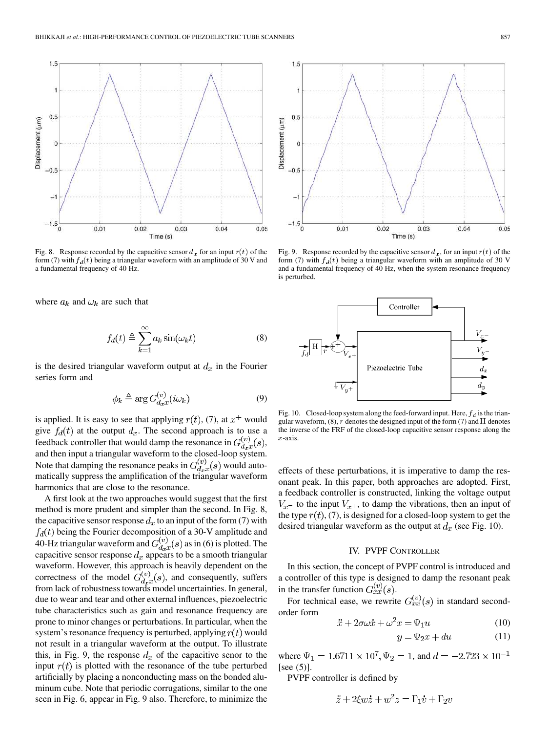Fig. 8. Response recorded by the capacitive sensor $d_x$ for an input $r(t)$ of the form (7) with $f_d(t)$ being a triangular waveform with an amplitude of 30 V and a fundamental frequency of 40 Hz.

Fig. 9. Response recorded by the capacitive sensor $d_x$, for an input $r(t)$ of the form (7) with $f_d(t)$ being a triangular waveform with an amplitude of 30 V and a fundamental frequency of 40 Hz, when the system resonance frequency is perturbed.

where $a_k$ and $\omega_k$ are such that

$$f_d(t) \triangleq \sum_{k=1}^{\infty} a_k \sin(\omega_k t) \tag{8}$$

is the desired triangular waveform output at $d_x$ in the Fourier series form and

$$\phi_k \triangleq \arg G^{(v)}_{d_x x}(i\omega_k) \tag{9}$$

is applied. It is easy to see that applying $r(t)$, (7), at $x^+$ would give $f_d(t)$ at the output $d_x$. The second approach is to use a feedback controller that would damp the resonance in $G^{(v)}_{d_x x}(s)$, and then input a triangular waveform to the closed-loop system. Note that damping the resonance peaks in $G^{(v)}_{d_x x}(s)$ would automatically suppress the amplification of the triangular waveform harmonics that are close to the resonance.

A first look at the two approaches would suggest that the first method is more prudent and simpler than the second. In Fig. 8, the capacitive sensor response $d_x$ to an input of the form (7) with $f_d(t)$ being the Fourier decomposition of a 30-V amplitude and 40-Hz triangular waveform and $G^{(v)}_{d_x x}(s)$ as in (6) is plotted. The capacitive sensor response $d_x$ appears to be a smooth triangular waveform. However, this approach is heavily dependent on the correctness of the model $G^{(v)}_{d_x x}(s)$, and consequently, suffers from lack of robustness towards model uncertainties. In general, due to wear and tear and other external influences, piezoelectric tube characteristics such as gain and resonance frequency are prone to minor changes or perturbations. In particular, when the system's resonance frequency is perturbed, applying $r(t)$ would not result in a triangular waveform at the output. To illustrate this, in Fig. 9, the response $d_x$ of the capacitive senor to the input $r(t)$ is plotted with the resonance of the tube perturbed artificially by placing a nonconducting mass on the bonded aluminum cube. Note that periodic corrugations, similar to the one seen in Fig. 6, appear in Fig. 9 also. Therefore, to minimize the effects of these perturbations, it is imperative to damp the resonant peak. In this paper, both approaches are adopted. First, a feedback controller is constructed, linking the voltage output $V_{x^-}$ to the input $V_{x^+}$, to damp the vibrations, then an input of the type $r(t)$, (7), is designed for a closed-loop system to get the desired triangular waveform as the output at $d_x$ (see Fig. 10).

Fig. 10. Closed-loop system along the feed-forward input. Here, $f_d$ is the triangular waveform, (8), $r$ denotes the designed input of the form (7) and H denotes the inverse of the FRF of the closed-loop capacitive sensor response along the $x$-axis.

## IV. PVPF Controller

In this section, the concept of PVPF control is introduced and a controller of this type is designed to damp the resonant peak in the transfer function $G^{(v)}_{xx}(s)$.

For technical ease, we rewrite $G^{(v)}_{xx}(s)$ in standard second-order form

$$\ddot{x} + 2\sigma\omega\dot{x} + \omega^2 x = \Psi_1 u \tag{10}$$

$$y = \Psi_2 x + du \tag{11}$$

where $\Psi_1 = 1.6711 \times 10^7$, $\Psi_2 = 1$, and $d = -2.723 \times 10^{-1}$ [see (5)].

PVPF controller is defined by

$$\ddot{z} + 2\xi w\dot{z} + w^2 z = \Gamma_1 \dot{v} + \Gamma_2 v$$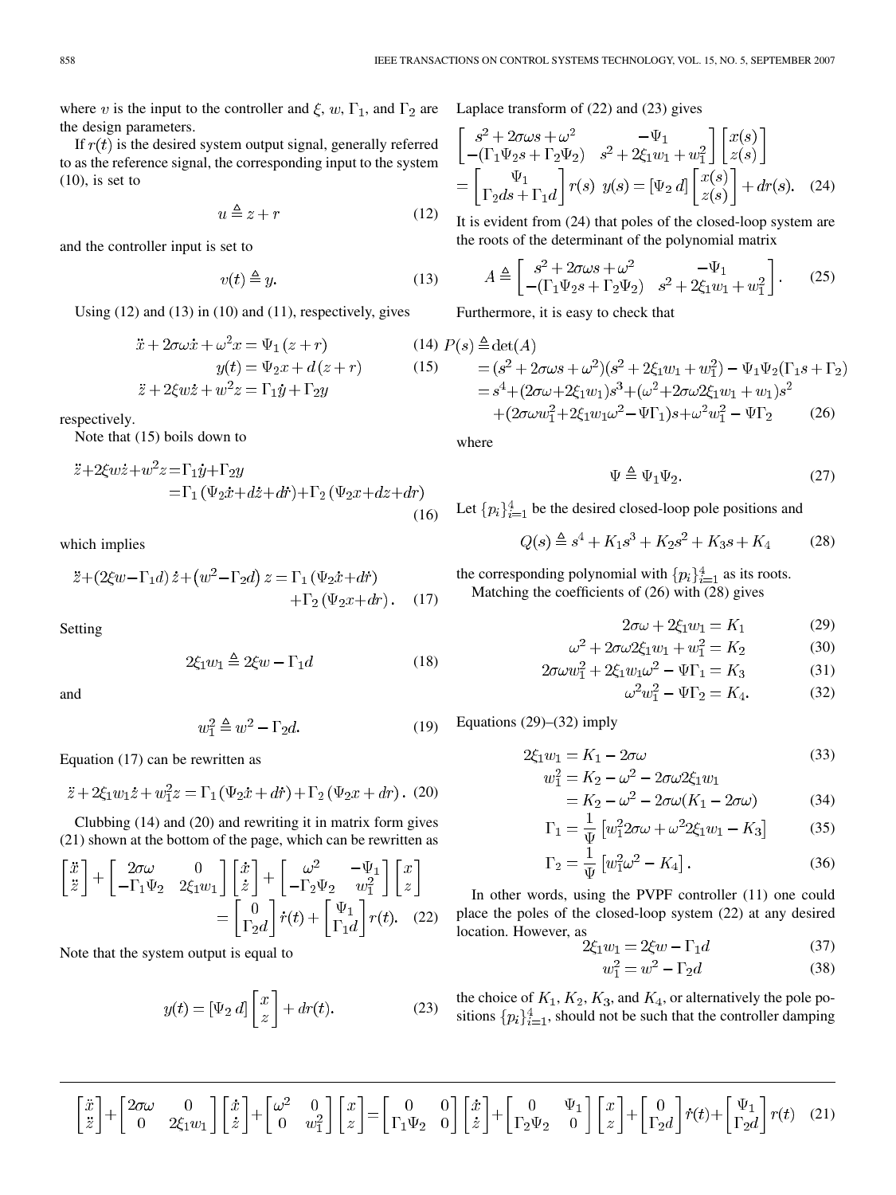where $v$ is the input to the controller and $\xi$, $w$, $\Gamma_1$, and $\Gamma_2$ are the design parameters.

If $r(t)$ is the desired system output signal, generally referred to as the reference signal, the corresponding input to the system (10), is set to

$$u \triangleq z + r \tag{12}$$

and the controller input is set to

$$v(t) \triangleq y. \tag{13}$$

Using (12) and (13) in (10) and (11), respectively, gives

$$\ddot{x} + 2\sigma\omega\dot{x} + \omega^2 x = \Psi_1 (z + r) \tag{14}$$

$$y(t) = \Psi_2 x + d(z + r) \tag{15}$$

$$\ddot{z} + 2\xi w\dot{z} + w^2 z = \Gamma_1 \dot{y} + \Gamma_2 y$$

respectively.

Note that (15) boils down to

$$\begin{aligned}\ddot{z} + 2\xi w\dot{z} + w^2 z &= \Gamma_1 \dot{y} + \Gamma_2 y \\ &= \Gamma_1 (\Psi_2 \dot{x} + d\dot{z} + d\dot{r}) + \Gamma_2 (\Psi_2 x + dz + dr)\end{aligned} \tag{16}$$

which implies

$$\ddot{z} + (2\xi w - \Gamma_1 d)\,\dot{z} + \left(w^2 - \Gamma_2 d\right) z = \Gamma_1 (\Psi_2 \dot{x} + d\dot{r}) + \Gamma_2 (\Psi_2 x + dr). \tag{17}$$

Setting

$$2\xi_1 w_1 \triangleq 2\xi w - \Gamma_1 d \tag{18}$$

and

$$w_1^2 \triangleq w^2 - \Gamma_2 d. \tag{19}$$

Equation (17) can be rewritten as

$$\ddot{z} + 2\xi_1 w_1 \dot{z} + w_1^2 z = \Gamma_1 (\Psi_2 \dot{x} + d\dot{r}) + \Gamma_2 (\Psi_2 x + dr). \tag{20}$$

Clubbing (14) and (20) and rewriting it in matrix form gives (21) shown at the bottom of the page, which can be rewritten as

$$\begin{bmatrix}\ddot{x}\\ \ddot{z}\end{bmatrix} + \begin{bmatrix}2\sigma\omega & 0\\ -\Gamma_1\Psi_2 & 2\xi_1 w_1\end{bmatrix}\begin{bmatrix}\dot{x}\\ \dot{z}\end{bmatrix} + \begin{bmatrix}\omega^2 & -\Psi_1\\ -\Gamma_2\Psi_2 & w_1^2\end{bmatrix}\begin{bmatrix}x\\ z\end{bmatrix} = \begin{bmatrix}0\\ \Gamma_2 d\end{bmatrix}\dot{r}(t) + \begin{bmatrix}\Psi_1\\ \Gamma_1 d\end{bmatrix} r(t). \tag{22}$$

Note that the system output is equal to

$$y(t) = [\Psi_2 \; d]\begin{bmatrix}x\\ z\end{bmatrix} + dr(t). \tag{23}$$

Laplace transform of (22) and (23) gives

$$\begin{bmatrix}s^2 + 2\sigma\omega s + \omega^2 & -\Psi_1\\ -(\Gamma_1\Psi_2 s + \Gamma_2\Psi_2) & s^2 + 2\xi_1 w_1 + w_1^2\end{bmatrix}\begin{bmatrix}x(s)\\ z(s)\end{bmatrix} = \begin{bmatrix}\Psi_1\\ \Gamma_2 d s + \Gamma_1 d\end{bmatrix} r(s) \;\; y(s) = [\Psi_2 \; d]\begin{bmatrix}x(s)\\ z(s)\end{bmatrix} + dr(s). \tag{24}$$

It is evident from (24) that poles of the closed-loop system are the roots of the determinant of the polynomial matrix

$$A \triangleq \begin{bmatrix}s^2 + 2\sigma\omega s + \omega^2 & -\Psi_1\\ -(\Gamma_1\Psi_2 s + \Gamma_2\Psi_2) & s^2 + 2\xi_1 w_1 + w_1^2\end{bmatrix}. \tag{25}$$

Furthermore, it is easy to check that

$$\begin{aligned}P(s) &\triangleq \det(A)\\ &= (s^2 + 2\sigma\omega s + \omega^2)(s^2 + 2\xi_1 w_1 + w_1^2) - \Psi_1\Psi_2(\Gamma_1 s + \Gamma_2)\\ &= s^4 + (2\sigma\omega + 2\xi_1 w_1)s^3 + (\omega^2 + 2\sigma\omega 2\xi_1 w_1 + w_1)s^2\\ &\quad + (2\sigma\omega w_1^2 + 2\xi_1 w_1\omega^2 - \Psi\Gamma_1)s + \omega^2 w_1^2 - \Psi\Gamma_2\end{aligned} \tag{26}$$

where

$$\Psi \triangleq \Psi_1\Psi_2. \tag{27}$$

Let $\{p_i\}_{i=1}^4$ be the desired closed-loop pole positions and

$$Q(s) \triangleq s^4 + K_1 s^3 + K_2 s^2 + K_3 s + K_4 \tag{28}$$

the corresponding polynomial with $\{p_i\}_{i=1}^4$ as its roots.

Matching the coefficients of (26) with (28) gives

$$2\sigma\omega + 2\xi_1 w_1 = K_1 \tag{29}$$

$$\omega^2 + 2\sigma\omega 2\xi_1 w_1 + w_1^2 = K_2 \tag{30}$$

$$2\sigma\omega w_1^2 + 2\xi_1 w_1 \omega^2 - \Psi\Gamma_1 = K_3 \tag{31}$$

$$\omega^2 w_1^2 - \Psi\Gamma_2 = K_4. \tag{32}$$

Equations (29)–(32) imply

$$2\xi_1 w_1 = K_1 - 2\sigma\omega \tag{33}$$

$$\begin{aligned}w_1^2 &= K_2 - \omega^2 - 2\sigma\omega 2\xi_1 w_1\\ &= K_2 - \omega^2 - 2\sigma\omega(K_1 - 2\sigma\omega)\end{aligned} \tag{34}$$

$$\Gamma_1 = \frac{1}{\Psi}\left[w_1^2 2\sigma\omega + \omega^2 2\xi_1 w_1 - K_3\right] \tag{35}$$

$$\Gamma_2 = \frac{1}{\Psi}\left[w_1^2\omega^2 - K_4\right]. \tag{36}$$

In other words, using the PVPF controller (11) one could place the poles of the closed-loop system (22) at any desired location. However, as

$$2\xi_1 w_1 = 2\xi w - \Gamma_1 d \tag{37}$$

$$w_1^2 = w^2 - \Gamma_2 d \tag{38}$$

the choice of $K_1$, $K_2$, $K_3$, and $K_4$, or alternatively the pole positions $\{p_i\}_{i=1}^4$, should not be such that the controller damping

$$\begin{bmatrix}\ddot{x}\\ \ddot{z}\end{bmatrix} + \begin{bmatrix}2\sigma\omega & 0\\ 0 & 2\xi_1 w_1\end{bmatrix}\begin{bmatrix}\dot{x}\\ \dot{z}\end{bmatrix} + \begin{bmatrix}\omega^2 & 0\\ 0 & w_1^2\end{bmatrix}\begin{bmatrix}x\\ z\end{bmatrix} = \begin{bmatrix}0 & 0\\ \Gamma_1\Psi_2 & 0\end{bmatrix}\begin{bmatrix}\dot{x}\\ \dot{z}\end{bmatrix} + \begin{bmatrix}0 & \Psi_1\\ \Gamma_2\Psi_2 & 0\end{bmatrix}\begin{bmatrix}x\\ z\end{bmatrix} + \begin{bmatrix}0\\ \Gamma_2 d\end{bmatrix}\dot{r}(t) + \begin{bmatrix}\Psi_1\\ \Gamma_2 d\end{bmatrix} r(t) \tag{21}$$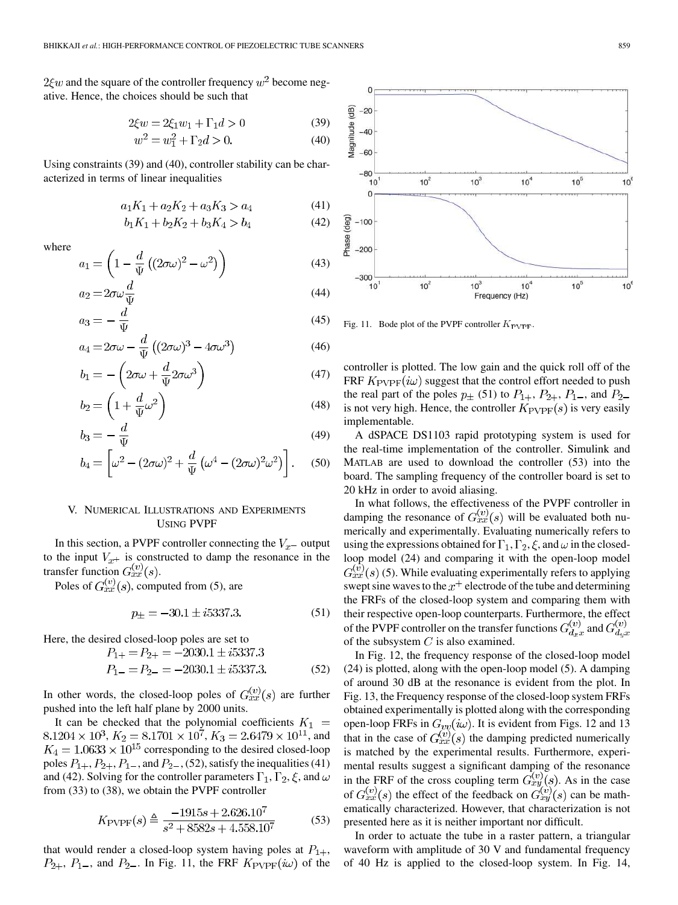$2\xi w$ and the square of the controller frequency $w^2$ become negative. Hence, the choices should be such that

$$2\xi w = 2\xi_1 w_1 + \Gamma_1 d > 0 \tag{39}$$

$$w^2 = w_1^2 + \Gamma_2 d > 0. \tag{40}$$

Using constraints (39) and (40), controller stability can be characterized in terms of linear inequalities

$$a_1 K_1 + a_2 K_2 + a_3 K_3 > a_4 \tag{41}$$

$$b_1 K_1 + b_2 K_2 + b_3 K_4 > b_4 \tag{42}$$

where

$$a_1 = \left(1 - \frac{d}{\Psi}\left((2\sigma\omega)^2 - \omega^2\right)\right) \tag{43}$$

$$a_2 = 2\sigma\omega\frac{d}{\Psi} \tag{44}$$

$$a_3 = -\frac{d}{\Psi} \tag{45}$$

$$a_4 = 2\sigma\omega - \frac{d}{\Psi}\left((2\sigma\omega)^3 - 4\sigma\omega^3\right) \tag{46}$$

$$b_1 = -\left(2\sigma\omega + \frac{d}{\Psi}2\sigma\omega^3\right) \tag{47}$$

$$b_2 = \left(1 + \frac{d}{\Psi}\omega^2\right) \tag{48}$$

$$b_3 = -\frac{d}{\Psi} \tag{49}$$

$$b_4 = \left[\omega^2 - (2\sigma\omega)^2 + \frac{d}{\Psi}\left(\omega^4 - (2\sigma\omega)^2\omega^2\right)\right]. \tag{50}$$

## V. Numerical Illustrations and Experiments Using PVPF

In this section, a PVPF controller connecting the $V_{x-}$ output to the input $V_{x+}$ is constructed to damp the resonance in the transfer function $G_{xx}^{(v)}(s)$.

Poles of $G_{xx}^{(v)}(s)$, computed from (5), are

$$p_{\pm} = -30.1 \pm i5337.3. \tag{51}$$

Here, the desired closed-loop poles are set to

$$P_{1+} = P_{2+} = -2030.1 \pm i5337.3$$
$$P_{1-} = P_{2-} = -2030.1 \pm i5337.3. \tag{52}$$

In other words, the closed-loop poles of $G_{xx}^{(v)}(s)$ are further pushed into the left half plane by 2000 units.

It can be checked that the polynomial coefficients $K_1 = 8.1204 \times 10^3$, $K_2 = 8.1701 \times 10^7$, $K_3 = 2.6479 \times 10^{11}$, and $K_4 = 1.0633 \times 10^{15}$ corresponding to the desired closed-loop poles $P_{1+}, P_{2+}, P_{1-}$, and $P_{2-}$, (52), satisfy the inequalities (41) and (42). Solving for the controller parameters $\Gamma_1, \Gamma_2, \xi$, and $\omega$ from (33) to (38), we obtain the PVPF controller

$$K_{\text{PVPF}}(s) \triangleq \frac{-1915s + 2.626.10^7}{s^2 + 8582s + 4.558.10^7} \tag{53}$$

that would render a closed-loop system having poles at $P_{1+}$, $P_{2+}$, $P_{1-}$, and $P_{2-}$. In Fig. 11, the FRF $K_{\text{PVPF}}(i\omega)$ of the controller is plotted. The low gain and the quick roll off of the FRF $K_{\text{PVPF}}(i\omega)$ suggest that the control effort needed to push the real part of the poles $p_{\pm}$ (51) to $P_{1+}$, $P_{2+}$, $P_{1-}$, and $P_{2-}$ is not very high. Hence, the controller $K_{\text{PVPF}}(s)$ is very easily implementable.

Fig. 11. Bode plot of the PVPF controller $K_{\text{PVPF}}$.

A dSPACE DS1103 rapid prototyping system is used for the real-time implementation of the controller. Simulink and MATLAB are used to download the controller (53) into the board. The sampling frequency of the controller board is set to 20 kHz in order to avoid aliasing.

In what follows, the effectiveness of the PVPF controller in damping the resonance of $G_{xx}^{(v)}(s)$ will be evaluated both numerically and experimentally. Evaluating numerically refers to using the expressions obtained for $\Gamma_1, \Gamma_2, \xi$, and $\omega$ in the closed-loop model (24) and comparing it with the open-loop model $G_{xx}^{(v)}(s)$ (5). While evaluating experimentally refers to applying swept sine waves to the $x^+$ electrode of the tube and determining the FRFs of the closed-loop system and comparing them with their respective open-loop counterparts. Furthermore, the effect of the PVPF controller on the transfer functions $G_{d_x x}^{(v)}$ and $G_{d_y x}^{(v)}$ of the subsystem $C$ is also examined.

In Fig. 12, the frequency response of the closed-loop model (24) is plotted, along with the open-loop model (5). A damping of around 30 dB at the resonance is evident from the plot. In Fig. 13, the Frequency response of the closed-loop system FRFs obtained experimentally is plotted along with the corresponding open-loop FRFs in $G_{vv}(i\omega)$. It is evident from Figs. 12 and 13 that in the case of $G_{xx}^{(v)}(s)$ the damping predicted numerically is matched by the experimental results. Furthermore, experimental results suggest a significant damping of the resonance in the FRF of the cross coupling term $G_{xy}^{(v)}(s)$. As in the case of $G_{xx}^{(v)}(s)$ the effect of the feedback on $G_{xy}^{(v)}(s)$ can be mathematically characterized. However, that characterization is not presented here as it is neither important nor difficult.

In order to actuate the tube in a raster pattern, a triangular waveform with amplitude of 30 V and fundamental frequency of 40 Hz is applied to the closed-loop system. In Fig. 14,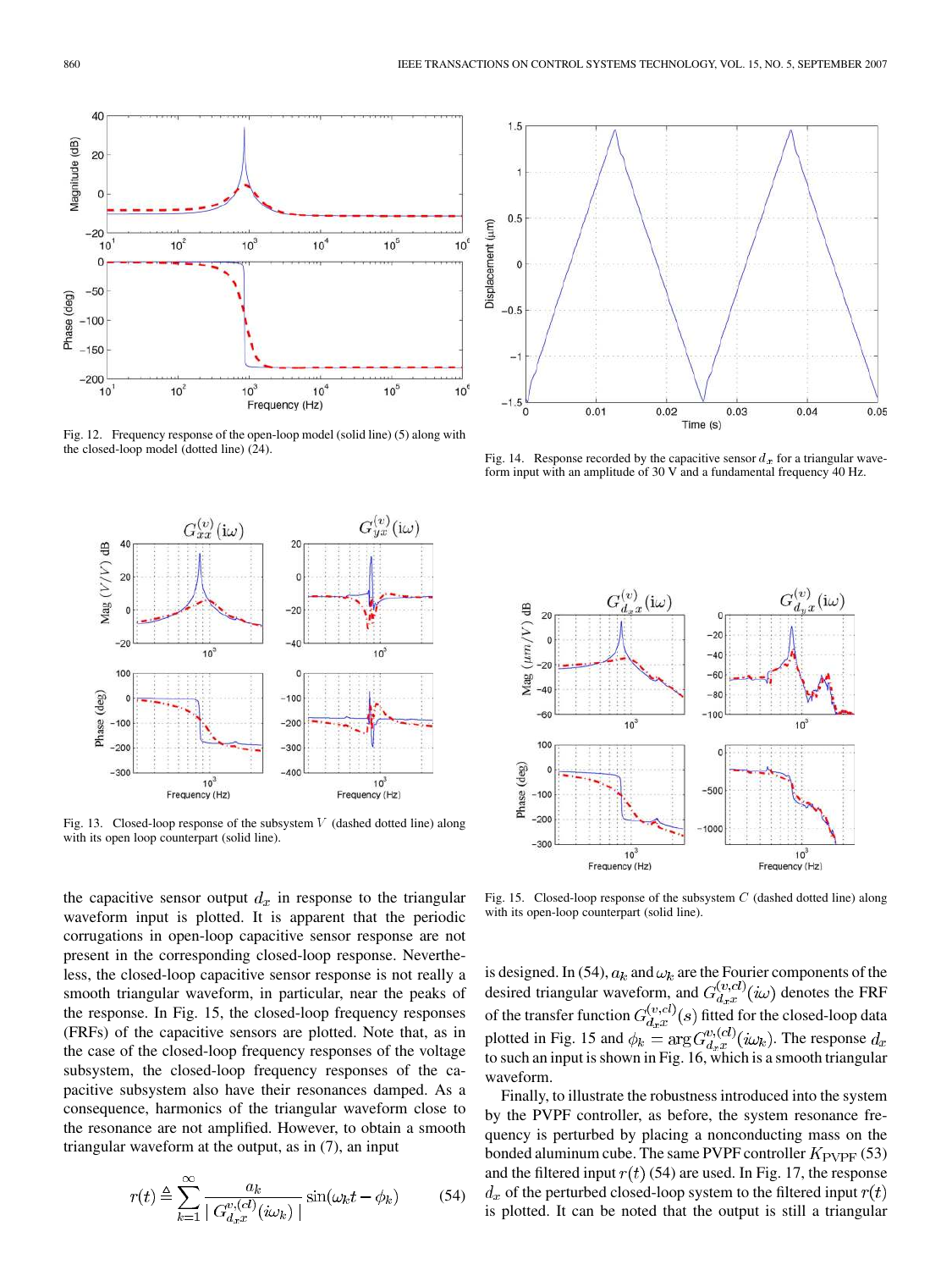Fig. 12. Frequency response of the open-loop model (solid line) (5) along with the closed-loop model (dotted line) (24).

Fig. 13. Closed-loop response of the subsystem $V$ (dashed dotted line) along with its open loop counterpart (solid line).

Fig. 14. Response recorded by the capacitive sensor $d_x$ for a triangular waveform input with an amplitude of 30 V and a fundamental frequency 40 Hz.

Fig. 15. Closed-loop response of the subsystem $C$ (dashed dotted line) along with its open-loop counterpart (solid line).

the capacitive sensor output $d_x$ in response to the triangular waveform input is plotted. It is apparent that the periodic corrugations in open-loop capacitive sensor response are not present in the corresponding closed-loop response. Nevertheless, the closed-loop capacitive sensor response is not really a smooth triangular waveform, in particular, near the peaks of the response. In Fig. 15, the closed-loop frequency responses (FRFs) of the capacitive sensors are plotted. Note that, as in the case of the closed-loop frequency responses of the voltage subsystem, the closed-loop frequency responses of the capacitive subsystem also have their resonances damped. As a consequence, harmonics of the triangular waveform close to the resonance are not amplified. However, to obtain a smooth triangular waveform at the output, as in (7), an input

$$r(t) \triangleq \sum_{k=1}^{\infty} \frac{a_k}{\mid G_{d_x x}^{(v,cl)}(i\omega_k) \mid} \sin(\omega_k t - \phi_k) \tag{54}$$

is designed. In (54), $a_k$ and $\omega_k$ are the Fourier components of the desired triangular waveform, and $G_{d_x x}^{(v,cl)}(i\omega)$ denotes the FRF of the transfer function $G_{d_x x}^{(v,cl)}(s)$ fitted for the closed-loop data plotted in Fig. 15 and $\phi_k = \arg G_{d_x x}^{v,(cl)}(i\omega_k)$. The response $d_x$ to such an input is shown in Fig. 16, which is a smooth triangular waveform.

Finally, to illustrate the robustness introduced into the system by the PVPF controller, as before, the system resonance frequency is perturbed by placing a nonconducting mass on the bonded aluminum cube. The same PVPF controller $K_{\text{PVPF}}$ (53) and the filtered input $r(t)$ (54) are used. In Fig. 17, the response $d_x$ of the perturbed closed-loop system to the filtered input $r(t)$ is plotted. It can be noted that the output is still a triangular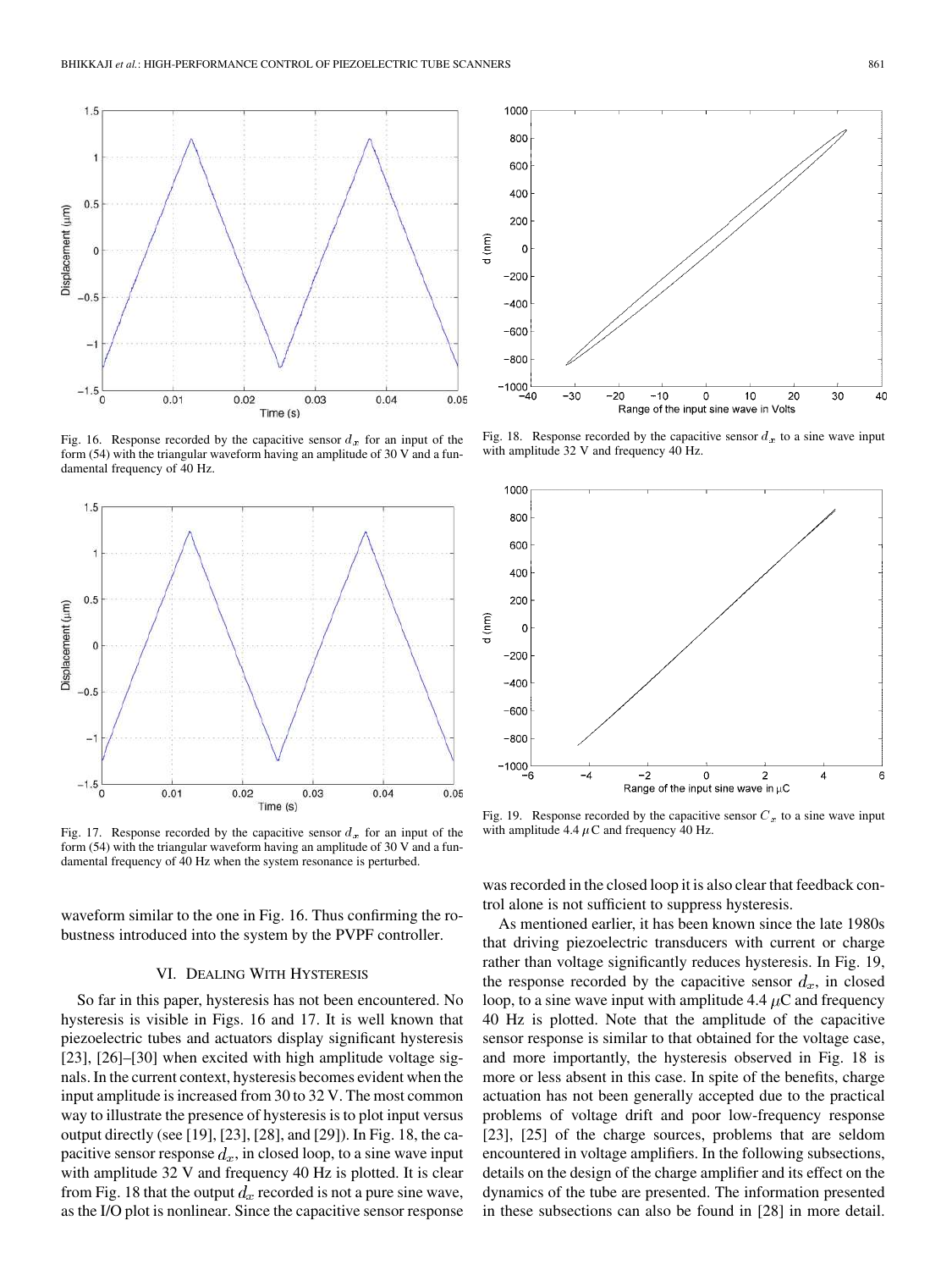Fig. 16. Response recorded by the capacitive sensor $d_x$ for an input of the form (54) with the triangular waveform having an amplitude of 30 V and a fundamental frequency of 40 Hz.

Fig. 17. Response recorded by the capacitive sensor $d_x$ for an input of the form (54) with the triangular waveform having an amplitude of 30 V and a fundamental frequency of 40 Hz when the system resonance is perturbed.

Fig. 18. Response recorded by the capacitive sensor $d_x$ to a sine wave input with amplitude 32 V and frequency 40 Hz.

Fig. 19. Response recorded by the capacitive sensor $C_x$ to a sine wave input with amplitude 4.4 $\mu$C and frequency 40 Hz.

waveform similar to the one in Fig. 16. Thus confirming the robustness introduced into the system by the PVPF controller.

## VI. Dealing With Hysteresis

So far in this paper, hysteresis has not been encountered. No hysteresis is visible in Figs. 16 and 17. It is well known that piezoelectric tubes and actuators display significant hysteresis [23], [26]–[30] when excited with high amplitude voltage signals. In the current context, hysteresis becomes evident when the input amplitude is increased from 30 to 32 V. The most common way to illustrate the presence of hysteresis is to plot input versus output directly (see [19], [23], [28], and [29]). In Fig. 18, the capacitive sensor response $d_x$, in closed loop, to a sine wave input with amplitude 32 V and frequency 40 Hz is plotted. It is clear from Fig. 18 that the output $d_x$ recorded is not a pure sine wave, as the I/O plot is nonlinear. Since the capacitive sensor response was recorded in the closed loop it is also clear that feedback control alone is not sufficient to suppress hysteresis.

As mentioned earlier, it has been known since the late 1980s that driving piezoelectric transducers with current or charge rather than voltage significantly reduces hysteresis. In Fig. 19, the response recorded by the capacitive sensor $d_x$, in closed loop, to a sine wave input with amplitude 4.4 $\mu$C and frequency 40 Hz is plotted. Note that the amplitude of the capacitive sensor response is similar to that obtained for the voltage case, and more importantly, the hysteresis observed in Fig. 18 is more or less absent in this case. In spite of the benefits, charge actuation has not been generally accepted due to the practical problems of voltage drift and poor low-frequency response [23], [25] of the charge sources, problems that are seldom encountered in voltage amplifiers. In the following subsections, details on the design of the charge amplifier and its effect on the dynamics of the tube are presented. The information presented in these subsections can also be found in [28] in more detail.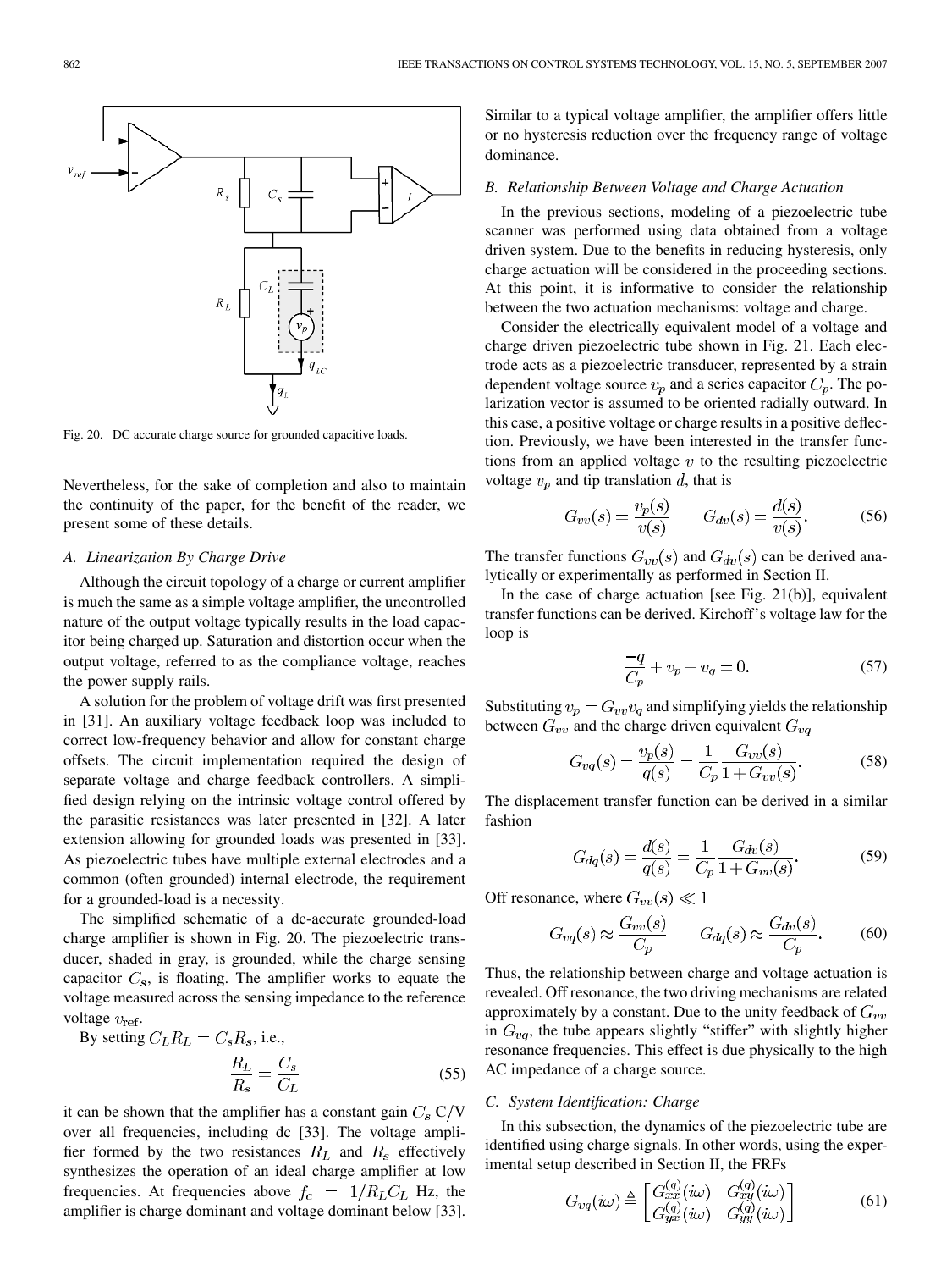Fig. 20. DC accurate charge source for grounded capacitive loads.

Nevertheless, for the sake of completion and also to maintain the continuity of the paper, for the benefit of the reader, we present some of these details.

### A. Linearization By Charge Drive

Although the circuit topology of a charge or current amplifier is much the same as a simple voltage amplifier, the uncontrolled nature of the output voltage typically results in the load capacitor being charged up. Saturation and distortion occur when the output voltage, referred to as the compliance voltage, reaches the power supply rails.

A solution for the problem of voltage drift was first presented in [31]. An auxiliary voltage feedback loop was included to correct low-frequency behavior and allow for constant charge offsets. The circuit implementation required the design of separate voltage and charge feedback controllers. A simplified design relying on the intrinsic voltage control offered by the parasitic resistances was later presented in [32]. A later extension allowing for grounded loads was presented in [33]. As piezoelectric tubes have multiple external electrodes and a common (often grounded) internal electrode, the requirement for a grounded-load is a necessity.

The simplified schematic of a dc-accurate grounded-load charge amplifier is shown in Fig. 20. The piezoelectric transducer, shaded in gray, is grounded, while the charge sensing capacitor $C_s$, is floating. The amplifier works to equate the voltage measured across the sensing impedance to the reference voltage $v_{\text{ref}}$.

By setting $C_L R_L = C_s R_s$, i.e.,

$$\frac{R_L}{R_s} = \frac{C_s}{C_L} \tag{55}$$

it can be shown that the amplifier has a constant gain $C_s$ C/V over all frequencies, including dc [33]. The voltage amplifier formed by the two resistances $R_L$ and $R_s$ effectively synthesizes the operation of an ideal charge amplifier at low frequencies. At frequencies above $f_c = 1/R_L C_L$ Hz, the amplifier is charge dominant and voltage dominant below [33]. Similar to a typical voltage amplifier, the amplifier offers little or no hysteresis reduction over the frequency range of voltage dominance.

### B. Relationship Between Voltage and Charge Actuation

In the previous sections, modeling of a piezoelectric tube scanner was performed using data obtained from a voltage driven system. Due to the benefits in reducing hysteresis, only charge actuation will be considered in the proceeding sections. At this point, it is informative to consider the relationship between the two actuation mechanisms: voltage and charge.

Consider the electrically equivalent model of a voltage and charge driven piezoelectric tube shown in Fig. 21. Each electrode acts as a piezoelectric transducer, represented by a strain dependent voltage source $v_p$ and a series capacitor $C_p$. The polarization vector is assumed to be oriented radially outward. In this case, a positive voltage or charge results in a positive deflection. Previously, we have been interested in the transfer functions from an applied voltage $v$ to the resulting piezoelectric voltage $v_p$ and tip translation $d$, that is

$$G_{vv}(s) = \frac{v_p(s)}{v(s)} \qquad G_{dv}(s) = \frac{d(s)}{v(s)}. \tag{56}$$

The transfer functions $G_{vv}(s)$ and $G_{dv}(s)$ can be derived analytically or experimentally as performed in Section II.

In the case of charge actuation [see Fig. 21(b)], equivalent transfer functions can be derived. Kirchoff's voltage law for the loop is

$$\frac{-q}{C_p} + v_p + v_q = 0. \tag{57}$$

Substituting $v_p = G_{vv} v_q$ and simplifying yields the relationship between $G_{vv}$ and the charge driven equivalent $G_{vq}$

$$G_{vq}(s) = \frac{v_p(s)}{q(s)} = \frac{1}{C_p} \frac{G_{vv}(s)}{1 + G_{vv}(s)}. \tag{58}$$

The displacement transfer function can be derived in a similar fashion

$$G_{dq}(s) = \frac{d(s)}{q(s)} = \frac{1}{C_p} \frac{G_{dv}(s)}{1 + G_{vv}(s)}. \tag{59}$$

Off resonance, where $G_{vv}(s) \ll 1$

$$G_{vq}(s) \approx \frac{G_{vv}(s)}{C_p} \qquad G_{dq}(s) \approx \frac{G_{dv}(s)}{C_p}. \tag{60}$$

Thus, the relationship between charge and voltage actuation is revealed. Off resonance, the two driving mechanisms are related approximately by a constant. Due to the unity feedback of $G_{vv}$ in $G_{vq}$, the tube appears slightly "stiffer" with slightly higher resonance frequencies. This effect is due physically to the high AC impedance of a charge source.

### C. System Identification: Charge

In this subsection, the dynamics of the piezoelectric tube are identified using charge signals. In other words, using the experimental setup described in Section II, the FRFs

$$G_{vq}(i\omega) \triangleq \begin{bmatrix} G_{xx}^{(q)}(i\omega) & G_{xy}^{(q)}(i\omega) \\ G_{yx}^{(q)}(i\omega) & G_{yy}^{(q)}(i\omega) \end{bmatrix} \tag{61}$$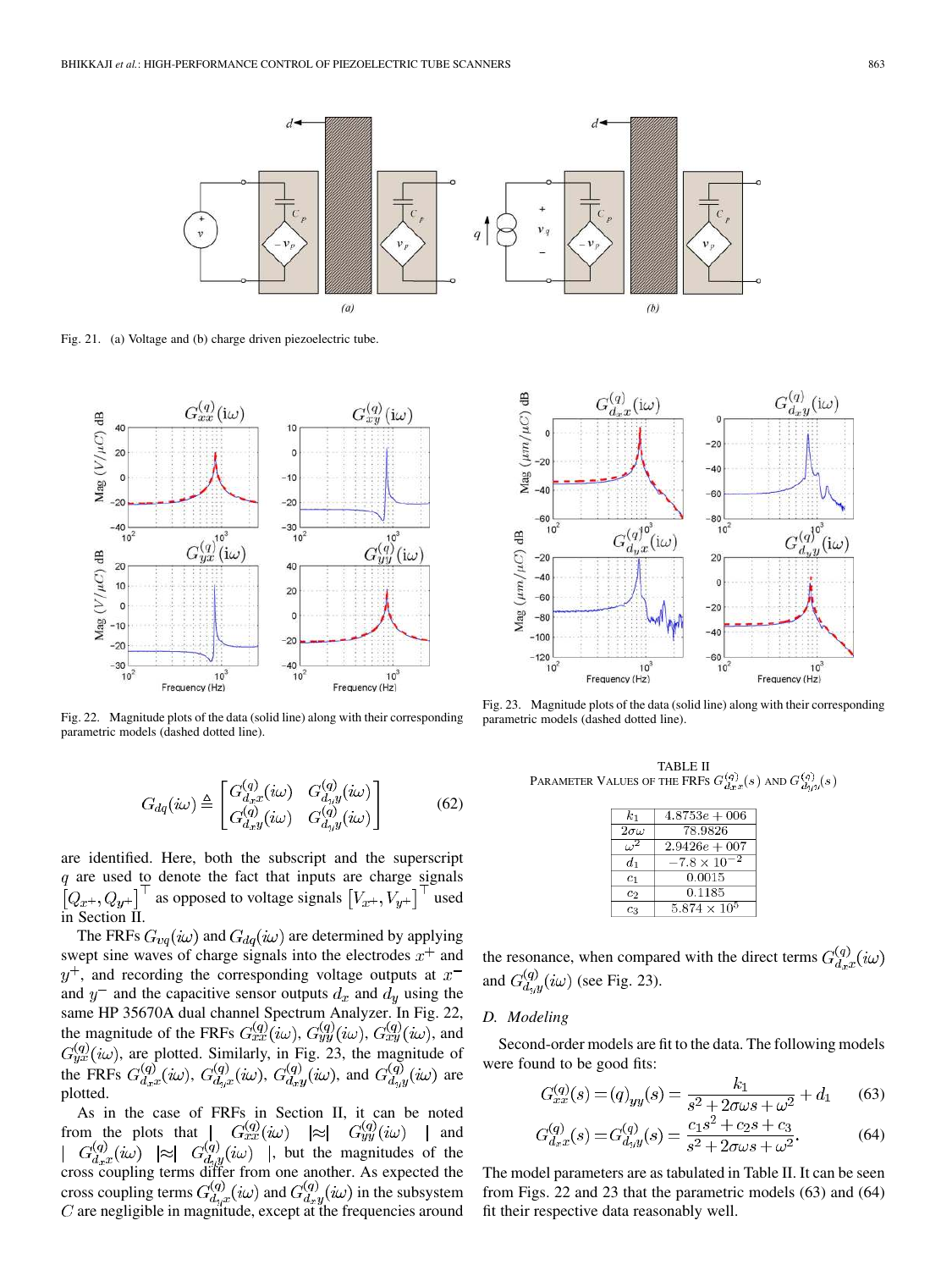Fig. 21. (a) Voltage and (b) charge driven piezoelectric tube.

Fig. 22. Magnitude plots of the data (solid line) along with their corresponding parametric models (dashed dotted line).

Fig. 23. Magnitude plots of the data (solid line) along with their corresponding parametric models (dashed dotted line).

$$G_{dq}(i\omega) \triangleq \begin{bmatrix} G_{d_x x}^{(q)}(i\omega) & G_{d_y y}^{(q)}(i\omega) \\ G_{d_x y}^{(q)}(i\omega) & G_{d_y y}^{(q)}(i\omega) \end{bmatrix} \tag{62}$$

are identified. Here, both the subscript and the superscript $q$ are used to denote the fact that inputs are charge signals $[Q_{x^+}, Q_{y^+}]^\top$ as opposed to voltage signals $[V_{x^+}, V_{y^+}]^\top$ used in Section II.

The FRFs $G_{vq}(i\omega)$ and $G_{dq}(i\omega)$ are determined by applying swept sine waves of charge signals into the electrodes $x^+$ and $y^+$, and recording the corresponding voltage outputs at $x^-$ and $y^-$ and the capacitive sensor outputs $d_x$ and $d_y$ using the same HP 35670A dual channel Spectrum Analyzer. In Fig. 22, the magnitude of the FRFs $G_{xx}^{(q)}(i\omega)$, $G_{yy}^{(q)}(i\omega)$, $G_{xy}^{(q)}(i\omega)$, and $G_{yx}^{(q)}(i\omega)$, are plotted. Similarly, in Fig. 23, the magnitude of the FRFs $G_{d_x x}^{(q)}(i\omega)$, $G_{d_y x}^{(q)}(i\omega)$, $G_{d_x y}^{(q)}(i\omega)$, and $G_{d_y y}^{(q)}(i\omega)$ are plotted.

As in the case of FRFs in Section II, it can be noted from the plots that $|G_{xx}^{(q)}(i\omega)| \approx |G_{yy}^{(q)}(i\omega)|$ and $|G_{d_x x}^{(q)}(i\omega)| \approx |G_{d_y y}^{(q)}(i\omega)|$, but the magnitudes of the cross coupling terms differ from one another. As expected the cross coupling terms $G_{d_y x}^{(q)}(i\omega)$ and $G_{d_x y}^{(q)}(i\omega)$ in the subsystem $C$ are negligible in magnitude, except at the frequencies around the resonance, when compared with the direct terms $G_{d_x x}^{(q)}(i\omega)$ and $G_{d_y y}^{(q)}(i\omega)$ (see Fig. 23).

TABLE II
PARAMETER VALUES OF THE FRFS $G_{d_x x}^{(q)}(s)$ AND $G_{d_y y}^{(q)}(s)$

| | |
|---|---|
| $k_1$ | $4.8753e+006$ |
| $2\sigma\omega$ | 78.9826 |
| $\omega^2$ | $2.9426e+007$ |
| $d_1$ | $-7.8 \times 10^{-2}$ |
| $c_1$ | 0.0015 |
| $c_2$ | 0.1185 |
| $c_3$ | $5.874 \times 10^5$ |

### D. Modeling

Second-order models are fit to the data. The following models were found to be good fits:

$$G_{xx}^{(q)}(s) = (q)_{yy}(s) = \frac{k_1}{s^2 + 2\sigma\omega s + \omega^2} + d_1 \tag{63}$$

$$G_{d_x x}^{(q)}(s) = G_{d_y y}^{(q)}(s) = \frac{c_1 s^2 + c_2 s + c_3}{s^2 + 2\sigma\omega s + \omega^2}. \tag{64}$$

The model parameters are as tabulated in Table II. It can be seen from Figs. 22 and 23 that the parametric models (63) and (64) fit their respective data reasonably well.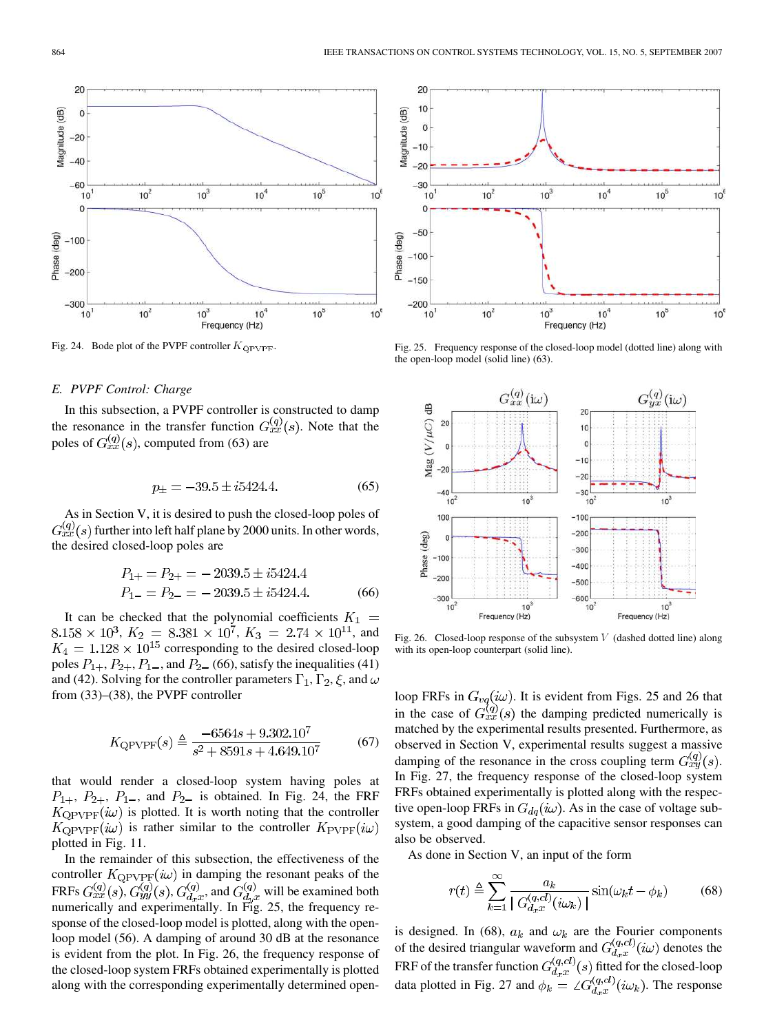Fig. 24. Bode plot of the PVPF controller $K_{\mathrm{QPVPF}}$.

Fig. 25. Frequency response of the closed-loop model (dotted line) along with the open-loop model (solid line) (63).

### E. PVPF Control: Charge

In this subsection, a PVPF controller is constructed to damp the resonance in the transfer function $G_{xx}^{(q)}(s)$. Note that the poles of $G_{xx}^{(q)}(s)$, computed from (63) are

$$p_{\pm} = -39.5 \pm i5424.4. \tag{65}$$

As in Section V, it is desired to push the closed-loop poles of $G_{xx}^{(q)}(s)$ further into left half plane by 2000 units. In other words, the desired closed-loop poles are

$$\begin{aligned} P_{1+} = P_{2+} &= -2039.5 \pm i5424.4 \\ P_{1-} = P_{2-} &= -2039.5 \pm i5424.4. \end{aligned} \tag{66}$$

It can be checked that the polynomial coefficients $K_1 = 8.158 \times 10^3$, $K_2 = 8.381 \times 10^7$, $K_3 = 2.74 \times 10^{11}$, and $K_4 = 1.128 \times 10^{15}$ corresponding to the desired closed-loop poles $P_{1+}, P_{2+}, P_{1-}$, and $P_{2-}$ (66), satisfy the inequalities (41) and (42). Solving for the controller parameters $\Gamma_1, \Gamma_2, \xi$, and $\omega$ from (33)–(38), the PVPF controller

$$K_{\mathrm{QPVPF}}(s) \triangleq \frac{-6564s + 9.302.10^7}{s^2 + 8591s + 4.649.10^7} \tag{67}$$

that would render a closed-loop system having poles at $P_{1+}$, $P_{2+}$, $P_{1-}$, and $P_{2-}$ is obtained. In Fig. 24, the FRF $K_{\mathrm{QPVPF}}(i\omega)$ is plotted. It is worth noting that the controller $K_{\mathrm{QPVPF}}(i\omega)$ is rather similar to the controller $K_{\mathrm{PVPF}}(i\omega)$ plotted in Fig. 11.

In the remainder of this subsection, the effectiveness of the controller $K_{\mathrm{QPVPF}}(i\omega)$ in damping the resonant peaks of the FRFs $G_{xx}^{(q)}(s)$, $G_{yy}^{(q)}(s)$, $G_{d_x x}^{(q)}$, and $G_{d_y x}^{(q)}$ will be examined both numerically and experimentally. In Fig. 25, the frequency response of the closed-loop model is plotted, along with the open-loop model (56). A damping of around 30 dB at the resonance is evident from the plot. In Fig. 26, the frequency response of the closed-loop system FRFs obtained experimentally is plotted along with the corresponding experimentally determined open-loop FRFs in $G_{vq}(i\omega)$. It is evident from Figs. 25 and 26 that in the case of $G_{xx}^{(q)}(s)$ the damping predicted numerically is matched by the experimental results presented. Furthermore, as observed in Section V, experimental results suggest a massive damping of the resonance in the cross coupling term $G_{xy}^{(q)}(s)$. In Fig. 27, the frequency response of the closed-loop system FRFs obtained experimentally is plotted along with the respective open-loop FRFs in $G_{dq}(i\omega)$. As in the case of voltage subsystem, a good damping of the capacitive sensor responses can also be observed.

Fig. 26. Closed-loop response of the subsystem $V$ (dashed dotted line) along with its open-loop counterpart (solid line).

As done in Section V, an input of the form

$$r(t) \triangleq \sum_{k=1}^{\infty} \frac{a_k}{\mid G_{d_x x}^{(q,cl)}(i\omega_k) \mid} \sin(\omega_k t - \phi_k) \tag{68}$$

is designed. In (68), $a_k$ and $\omega_k$ are the Fourier components of the desired triangular waveform and $G_{d_x x}^{(q,cl)}(i\omega)$ denotes the FRF of the transfer function $G_{d_x x}^{(q,cl)}(s)$ fitted for the closed-loop data plotted in Fig. 27 and $\phi_k = \angle G_{d_x x}^{(q,cl)}(i\omega_k)$. The response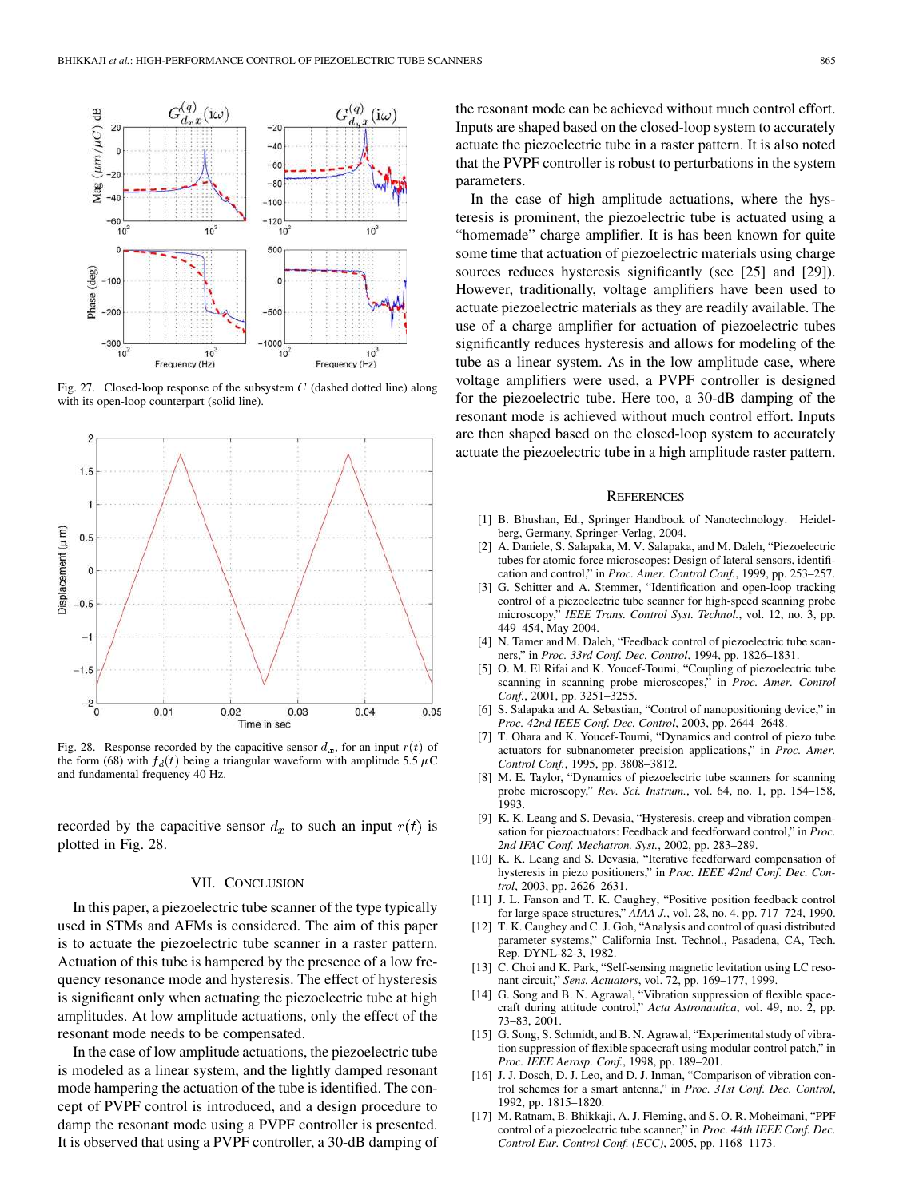Fig. 27. Closed-loop response of the subsystem $C$ (dashed dotted line) along with its open-loop counterpart (solid line).

Fig. 28. Response recorded by the capacitive sensor $d_x$, for an input $r(t)$ of the form (68) with $f_d(t)$ being a triangular waveform with amplitude 5.5 $\mu$C and fundamental frequency 40 Hz.

recorded by the capacitive sensor $d_x$ to such an input $r(t)$ is plotted in Fig. 28.

## VII. Conclusion

In this paper, a piezoelectric tube scanner of the type typically used in STMs and AFMs is considered. The aim of this paper is to actuate the piezoelectric tube scanner in a raster pattern. Actuation of this tube is hampered by the presence of a low frequency resonance mode and hysteresis. The effect of hysteresis is significant only when actuating the piezoelectric tube at high amplitudes. At low amplitude actuations, only the effect of the resonant mode needs to be compensated.

In the case of low amplitude actuations, the piezoelectric tube is modeled as a linear system, and the lightly damped resonant mode hampering the actuation of the tube is identified. The concept of PVPF control is introduced, and a design procedure to damp the resonant mode using a PVPF controller is presented. It is observed that using a PVPF controller, a 30-dB damping of the resonant mode can be achieved without much control effort. Inputs are shaped based on the closed-loop system to accurately actuate the piezoelectric tube in a raster pattern. It is also noted that the PVPF controller is robust to perturbations in the system parameters.

In the case of high amplitude actuations, where the hysteresis is prominent, the piezoelectric tube is actuated using a "homemade" charge amplifier. It is has been known for quite some time that actuation of piezoelectric materials using charge sources reduces hysteresis significantly (see [25] and [29]). However, traditionally, voltage amplifiers have been used to actuate piezoelectric materials as they are readily available. The use of a charge amplifier for actuation of piezoelectric tubes significantly reduces hysteresis and allows for modeling of the tube as a linear system. As in the low amplitude case, where voltage amplifiers were used, a PVPF controller is designed for the piezoelectric tube. Here too, a 30-dB damping of the resonant mode is achieved without much control effort. Inputs are then shaped based on the closed-loop system to accurately actuate the piezoelectric tube in a high amplitude raster pattern.

## References

[1] B. Bhushan, Ed., Springer Handbook of Nanotechnology. Heidelberg, Germany, Springer-Verlag, 2004.

[2] A. Daniele, S. Salapaka, M. V. Salapaka, and M. Daleh, "Piezoelectric tubes for atomic force microscopes: Design of lateral sensors, identification and control," in *Proc. Amer. Control Conf.*, 1999, pp. 253–257.

[3] G. Schitter and A. Stemmer, "Identification and open-loop tracking control of a piezoelectric tube scanner for high-speed scanning probe microscopy," *IEEE Trans. Control Syst. Technol.*, vol. 12, no. 3, pp. 449–454, May 2004.

[4] N. Tamer and M. Daleh, "Feedback control of piezoelectric tube scanners," in *Proc. 33rd Conf. Dec. Control*, 1994, pp. 1826–1831.

[5] O. M. El Rifai and K. Youcef-Toumi, "Coupling of piezoelectric tube scanning in scanning probe microscopes," in *Proc. Amer. Control Conf.*, 2001, pp. 3251–3255.

[6] S. Salapaka and A. Sebastian, "Control of nanopositioning device," in *Proc. 42nd IEEE Conf. Dec. Control*, 2003, pp. 2644–2648.

[7] T. Ohara and K. Youcef-Toumi, "Dynamics and control of piezo tube actuators for subnanometer precision applications," in *Proc. Amer. Control Conf.*, 1995, pp. 3808–3812.

[8] M. E. Taylor, "Dynamics of piezoelectric tube scanners for scanning probe microscopy," *Rev. Sci. Instrum.*, vol. 64, no. 1, pp. 154–158, 1993.

[9] K. K. Leang and S. Devasia, "Hysteresis, creep and vibration compensation for piezoactuators: Feedback and feedforward control," in *Proc. 2nd IFAC Conf. Mechatron. Syst.*, 2002, pp. 283–289.

[10] K. K. Leang and S. Devasia, "Iterative feedforward compensation of hysteresis in piezo positioners," in *Proc. IEEE 42nd Conf. Dec. Control*, 2003, pp. 2626–2631.

[11] J. L. Fanson and T. K. Caughey, "Positive position feedback control for large space structures," *AIAA J.*, vol. 28, no. 4, pp. 717–724, 1990.

[12] T. K. Caughey and C. J. Goh, "Analysis and control of quasi distributed parameter systems," California Inst. Technol., Pasadena, CA, Tech. Rep. DYNL-82-3, 1982.

[13] C. Choi and K. Park, "Self-sensing magnetic levitation using LC resonant circuit," *Sens. Actuators*, vol. 72, pp. 169–177, 1999.

[14] G. Song and B. N. Agrawal, "Vibration suppression of flexible spacecraft during attitude control," *Acta Astronautica*, vol. 49, no. 2, pp. 73–83, 2001.

[15] G. Song, S. Schmidt, and B. N. Agrawal, "Experimental study of vibration suppression of flexible spacecraft using modular control patch," in *Proc. IEEE Aerosp. Conf.*, 1998, pp. 189–201.

[16] J. J. Dosch, D. J. Leo, and D. J. Inman, "Comparison of vibration control schemes for a smart antenna," in *Proc. 31st Conf. Dec. Control*, 1992, pp. 1815–1820.

[17] M. Ratnam, B. Bhikkaji, A. J. Fleming, and S. O. R. Moheimani, "PPF control of a piezoelectric tube scanner," in *Proc. 44th IEEE Conf. Dec. Control Eur. Control Conf. (ECC)*, 2005, pp. 1168–1173.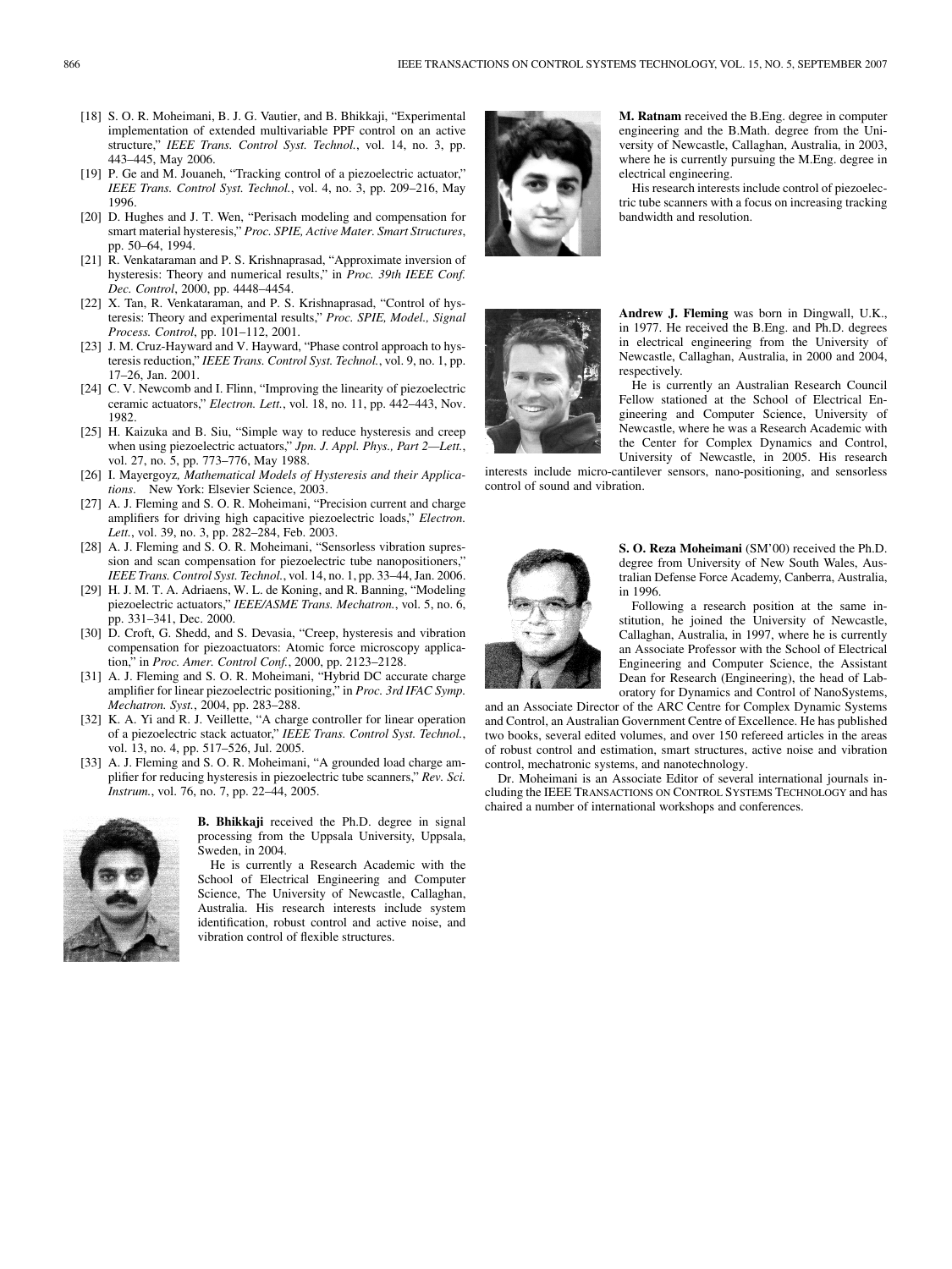[18] S. O. R. Moheimani, B. J. G. Vautier, and B. Bhikkaji, "Experimental implementation of extended multivariable PPF control on an active structure," *IEEE Trans. Control Syst. Technol.*, vol. 14, no. 3, pp. 443–445, May 2006.

[19] P. Ge and M. Jouaneh, "Tracking control of a piezoelectric actuator," *IEEE Trans. Control Syst. Technol.*, vol. 4, no. 3, pp. 209–216, May 1996.

[20] D. Hughes and J. T. Wen, "Perisach modeling and compensation for smart material hysteresis," *Proc. SPIE, Active Mater. Smart Structures*, pp. 50–64, 1994.

[21] R. Venkataraman and P. S. Krishnaprasad, "Approximate inversion of hysteresis: Theory and numerical results," in *Proc. 39th IEEE Conf. Dec. Control*, 2000, pp. 4448–4454.

[22] X. Tan, R. Venkataraman, and P. S. Krishnaprasad, "Control of hysteresis: Theory and experimental results," *Proc. SPIE, Model., Signal Process. Control*, pp. 101–112, 2001.

[23] J. M. Cruz-Hayward and V. Hayward, "Phase control approach to hysteresis reduction," *IEEE Trans. Control Syst. Technol.*, vol. 9, no. 1, pp. 17–26, Jan. 2001.

[24] C. V. Newcomb and I. Flinn, "Improving the linearity of piezoelectric ceramic actuators," *Electron. Lett.*, vol. 18, no. 11, pp. 442–443, Nov. 1982.

[25] H. Kaizuka and B. Siu, "Simple way to reduce hysteresis and creep when using piezoelectric actuators," *Jpn. J. Appl. Phys., Part 2—Lett.*, vol. 27, no. 5, pp. 773–776, May 1988.

[26] I. Mayergoyz, *Mathematical Models of Hysteresis and their Applications*. New York: Elsevier Science, 2003.

[27] A. J. Fleming and S. O. R. Moheimani, "Precision current and charge amplifiers for driving high capacitive piezoelectric loads," *Electron. Lett.*, vol. 39, no. 3, pp. 282–284, Feb. 2003.

[28] A. J. Fleming and S. O. R. Moheimani, "Sensorless vibration supression and scan compensation for piezoelectric tube nanopositioners," *IEEE Trans. Control Syst. Technol.*, vol. 14, no. 1, pp. 33–44, Jan. 2006.

[29] H. J. M. T. A. Adriaens, W. L. de Koning, and R. Banning, "Modeling piezoelectric actuators," *IEEE/ASME Trans. Mechatron.*, vol. 5, no. 6, pp. 331–341, Dec. 2000.

[30] D. Croft, G. Shedd, and S. Devasia, "Creep, hysteresis and vibration compensation for piezoactuators: Atomic force microscopy application," in *Proc. Amer. Control Conf.*, 2000, pp. 2123–2128.

[31] A. J. Fleming and S. O. R. Moheimani, "Hybrid DC accurate charge amplifier for linear piezoelectric positioning," in *Proc. 3rd IFAC Symp. Mechatron. Syst.*, 2004, pp. 283–288.

[32] K. A. Yi and R. J. Veillette, "A charge controller for linear operation of a piezoelectric stack actuator," *IEEE Trans. Control Syst. Technol.*, vol. 13, no. 4, pp. 517–526, Jul. 2005.

[33] A. J. Fleming and S. O. R. Moheimani, "A grounded load charge amplifier for reducing hysteresis in piezoelectric tube scanners," *Rev. Sci. Instrum.*, vol. 76, no. 7, pp. 22–44, 2005.

**B. Bhikkaji** received the Ph.D. degree in signal processing from the Uppsala University, Uppsala, Sweden, in 2004.

He is currently a Research Academic with the School of Electrical Engineering and Computer Science, The University of Newcastle, Callaghan, Australia. His research interests include system identification, robust control and active noise, and vibration control of flexible structures.

**M. Ratnam** received the B.Eng. degree in computer engineering and the B.Math. degree from the University of Newcastle, Callaghan, Australia, in 2003, where he is currently pursuing the M.Eng. degree in electrical engineering.

His research interests include control of piezoelectric tube scanners with a focus on increasing tracking bandwidth and resolution.

**Andrew J. Fleming** was born in Dingwall, U.K., in 1977. He received the B.Eng. and Ph.D. degrees in electrical engineering from the University of Newcastle, Callaghan, Australia, in 2000 and 2004, respectively.

He is currently an Australian Research Council Fellow stationed at the School of Electrical Engineering and Computer Science, University of Newcastle, where he was a Research Academic with the Center for Complex Dynamics and Control, University of Newcastle, in 2005. His research interests include micro-cantilever sensors, nano-positioning, and sensorless control of sound and vibration.

**S. O. Reza Moheimani** (SM'00) received the Ph.D. degree from University of New South Wales, Australian Defense Force Academy, Canberra, Australia, in 1996.

Following a research position at the same institution, he joined the University of Newcastle, Callaghan, Australia, in 1997, where he is currently an Associate Professor with the School of Electrical Engineering and Computer Science, the Assistant Dean for Research (Engineering), the head of Laboratory for Dynamics and Control of NanoSystems, and an Associate Director of the ARC Centre for Complex Dynamic Systems and Control, an Australian Government Centre of Excellence. He has published two books, several edited volumes, and over 150 refereed articles in the areas of robust control and estimation, smart structures, active noise and vibration control, mechatronic systems, and nanotechnology.

Dr. Moheimani is an Associate Editor of several international journals including the IEEE TRANSACTIONS ON CONTROL SYSTEMS TECHNOLOGY and has chaired a number of international workshops and conferences.